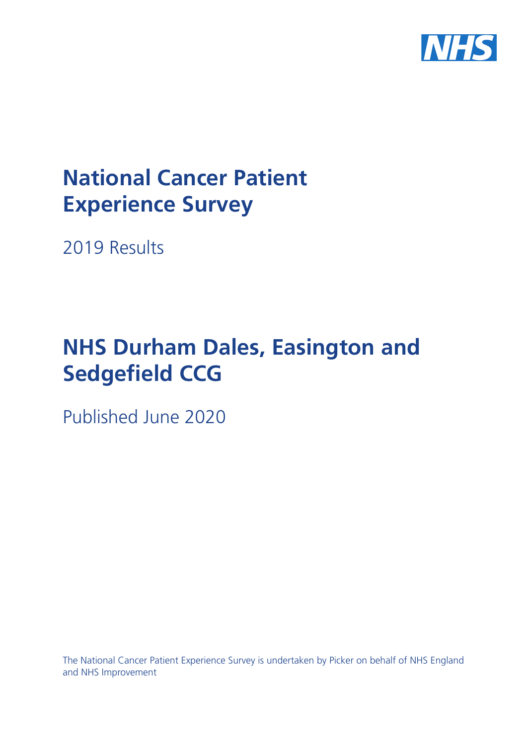# National Cancer Patient Experience Survey

2019 Results

# NHS Durham Dales, Easington and Sedgefield CCG

Published June 2020

The National Cancer Patient Experience Survey is undertaken by Picker on behalf of NHS England and NHS Improvement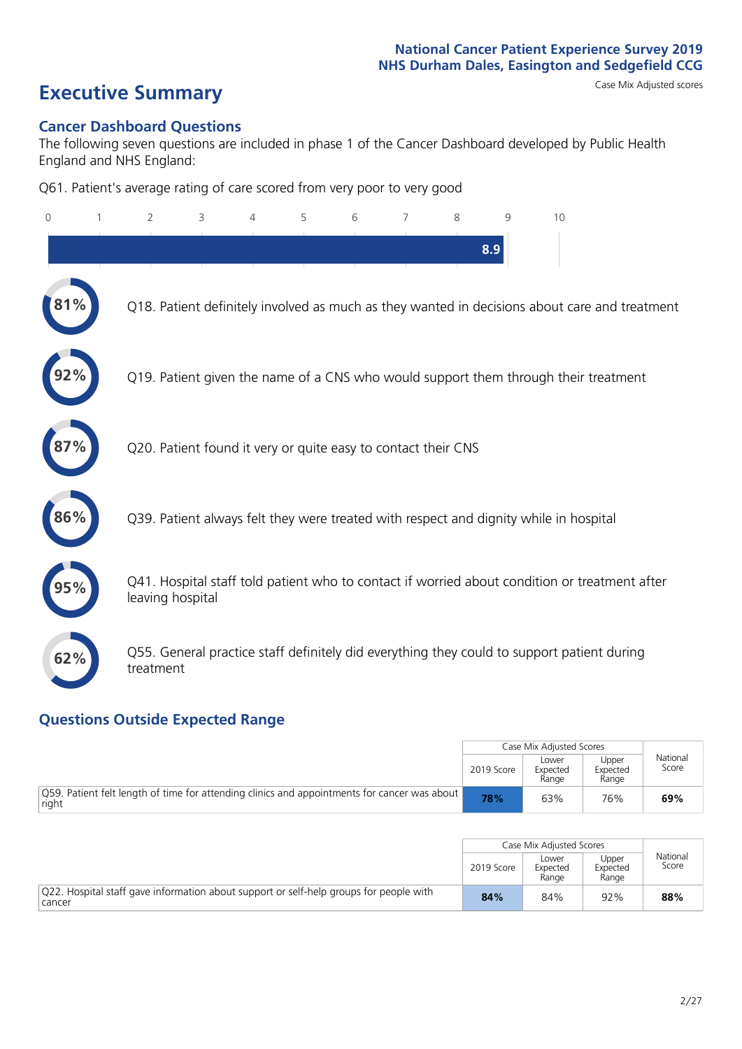National Cancer Patient Experience Survey 2019
NHS Durham Dales, Easington and Sedgefield CCG

# Executive Summary

Case Mix Adjusted scores

## Cancer Dashboard Questions

The following seven questions are included in phase 1 of the Cancer Dashboard developed by Public Health England and NHS England:

Q61. Patient's average rating of care scored from very poor to very good

8.9

- **81%** Q18. Patient definitely involved as much as they wanted in decisions about care and treatment
- **92%** Q19. Patient given the name of a CNS who would support them through their treatment
- **87%** Q20. Patient found it very or quite easy to contact their CNS
- **86%** Q39. Patient always felt they were treated with respect and dignity while in hospital
- **95%** Q41. Hospital staff told patient who to contact if worried about condition or treatment after leaving hospital
- **62%** Q55. General practice staff definitely did everything they could to support patient during treatment

## Questions Outside Expected Range

| | Case Mix Adjusted Scores | | | National Score |
|---|---|---|---|---|
| | 2019 Score | Lower Expected Range | Upper Expected Range | |
| Q59. Patient felt length of time for attending clinics and appointments for cancer was about right | **78%** | 63% | 76% | **69%** |

| | Case Mix Adjusted Scores | | | National Score |
|---|---|---|---|---|
| | 2019 Score | Lower Expected Range | Upper Expected Range | |
| Q22. Hospital staff gave information about support or self-help groups for people with cancer | **84%** | 84% | 92% | **88%** |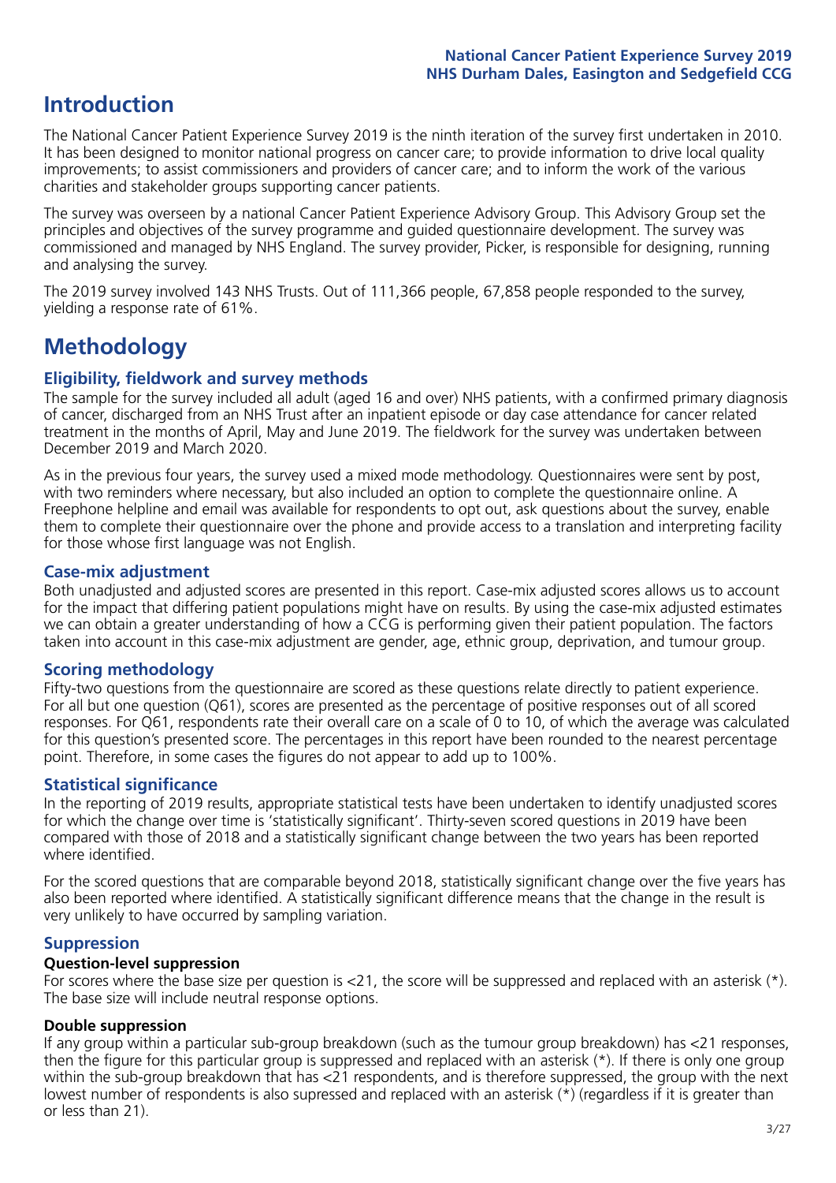# Introduction

The National Cancer Patient Experience Survey 2019 is the ninth iteration of the survey first undertaken in 2010. It has been designed to monitor national progress on cancer care; to provide information to drive local quality improvements; to assist commissioners and providers of cancer care; and to inform the work of the various charities and stakeholder groups supporting cancer patients.

The survey was overseen by a national Cancer Patient Experience Advisory Group. This Advisory Group set the principles and objectives of the survey programme and guided questionnaire development. The survey was commissioned and managed by NHS England. The survey provider, Picker, is responsible for designing, running and analysing the survey.

The 2019 survey involved 143 NHS Trusts. Out of 111,366 people, 67,858 people responded to the survey, yielding a response rate of 61%.

# Methodology

## Eligibility, fieldwork and survey methods

The sample for the survey included all adult (aged 16 and over) NHS patients, with a confirmed primary diagnosis of cancer, discharged from an NHS Trust after an inpatient episode or day case attendance for cancer related treatment in the months of April, May and June 2019. The fieldwork for the survey was undertaken between December 2019 and March 2020.

As in the previous four years, the survey used a mixed mode methodology. Questionnaires were sent by post, with two reminders where necessary, but also included an option to complete the questionnaire online. A Freephone helpline and email was available for respondents to opt out, ask questions about the survey, enable them to complete their questionnaire over the phone and provide access to a translation and interpreting facility for those whose first language was not English.

## Case-mix adjustment

Both unadjusted and adjusted scores are presented in this report. Case-mix adjusted scores allows us to account for the impact that differing patient populations might have on results. By using the case-mix adjusted estimates we can obtain a greater understanding of how a CCG is performing given their patient population. The factors taken into account in this case-mix adjustment are gender, age, ethnic group, deprivation, and tumour group.

## Scoring methodology

Fifty-two questions from the questionnaire are scored as these questions relate directly to patient experience. For all but one question (Q61), scores are presented as the percentage of positive responses out of all scored responses. For Q61, respondents rate their overall care on a scale of 0 to 10, of which the average was calculated for this question's presented score. The percentages in this report have been rounded to the nearest percentage point. Therefore, in some cases the figures do not appear to add up to 100%.

## Statistical significance

In the reporting of 2019 results, appropriate statistical tests have been undertaken to identify unadjusted scores for which the change over time is 'statistically significant'. Thirty-seven scored questions in 2019 have been compared with those of 2018 and a statistically significant change between the two years has been reported where identified.

For the scored questions that are comparable beyond 2018, statistically significant change over the five years has also been reported where identified. A statistically significant difference means that the change in the result is very unlikely to have occurred by sampling variation.

## Suppression

### Question-level suppression

For scores where the base size per question is <21, the score will be suppressed and replaced with an asterisk (*). The base size will include neutral response options.

### Double suppression

If any group within a particular sub-group breakdown (such as the tumour group breakdown) has <21 responses, then the figure for this particular group is suppressed and replaced with an asterisk (*). If there is only one group within the sub-group breakdown that has <21 respondents, and is therefore suppressed, the group with the next lowest number of respondents is also supressed and replaced with an asterisk (*) (regardless if it is greater than or less than 21).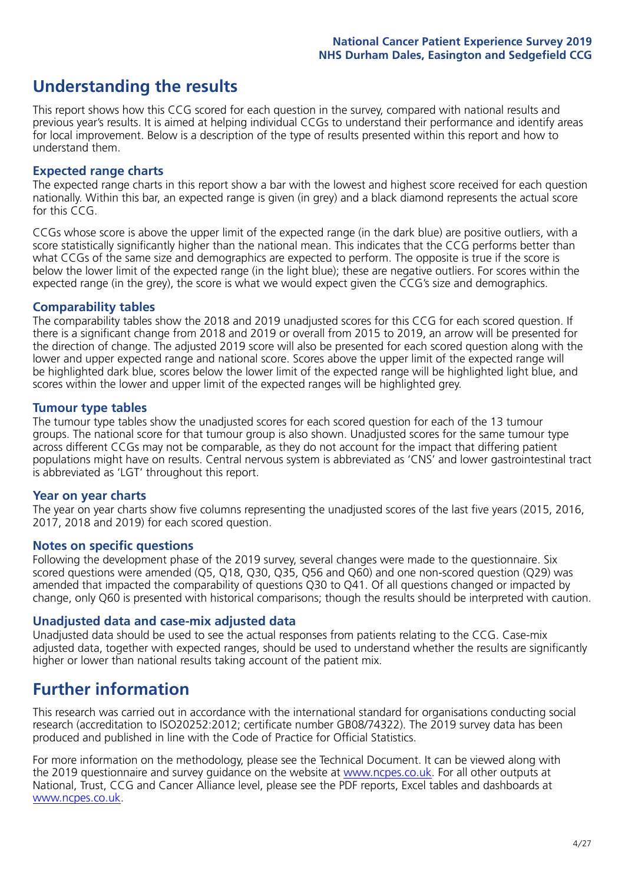# Understanding the results

This report shows how this CCG scored for each question in the survey, compared with national results and previous year's results. It is aimed at helping individual CCGs to understand their performance and identify areas for local improvement. Below is a description of the type of results presented within this report and how to understand them.

## Expected range charts

The expected range charts in this report show a bar with the lowest and highest score received for each question nationally. Within this bar, an expected range is given (in grey) and a black diamond represents the actual score for this CCG.

CCGs whose score is above the upper limit of the expected range (in the dark blue) are positive outliers, with a score statistically significantly higher than the national mean. This indicates that the CCG performs better than what CCGs of the same size and demographics are expected to perform. The opposite is true if the score is below the lower limit of the expected range (in the light blue); these are negative outliers. For scores within the expected range (in the grey), the score is what we would expect given the CCG's size and demographics.

## Comparability tables

The comparability tables show the 2018 and 2019 unadjusted scores for this CCG for each scored question. If there is a significant change from 2018 and 2019 or overall from 2015 to 2019, an arrow will be presented for the direction of change. The adjusted 2019 score will also be presented for each scored question along with the lower and upper expected range and national score. Scores above the upper limit of the expected range will be highlighted dark blue, scores below the lower limit of the expected range will be highlighted light blue, and scores within the lower and upper limit of the expected ranges will be highlighted grey.

## Tumour type tables

The tumour type tables show the unadjusted scores for each scored question for each of the 13 tumour groups. The national score for that tumour group is also shown. Unadjusted scores for the same tumour type across different CCGs may not be comparable, as they do not account for the impact that differing patient populations might have on results. Central nervous system is abbreviated as 'CNS' and lower gastrointestinal tract is abbreviated as 'LGT' throughout this report.

## Year on year charts

The year on year charts show five columns representing the unadjusted scores of the last five years (2015, 2016, 2017, 2018 and 2019) for each scored question.

## Notes on specific questions

Following the development phase of the 2019 survey, several changes were made to the questionnaire. Six scored questions were amended (Q5, Q18, Q30, Q35, Q56 and Q60) and one non-scored question (Q29) was amended that impacted the comparability of questions Q30 to Q41. Of all questions changed or impacted by change, only Q60 is presented with historical comparisons; though the results should be interpreted with caution.

## Unadjusted data and case-mix adjusted data

Unadjusted data should be used to see the actual responses from patients relating to the CCG. Case-mix adjusted data, together with expected ranges, should be used to understand whether the results are significantly higher or lower than national results taking account of the patient mix.

# Further information

This research was carried out in accordance with the international standard for organisations conducting social research (accreditation to ISO20252:2012; certificate number GB08/74322). The 2019 survey data has been produced and published in line with the Code of Practice for Official Statistics.

For more information on the methodology, please see the Technical Document. It can be viewed along with the 2019 questionnaire and survey guidance on the website at www.ncpes.co.uk. For all other outputs at National, Trust, CCG and Cancer Alliance level, please see the PDF reports, Excel tables and dashboards at www.ncpes.co.uk.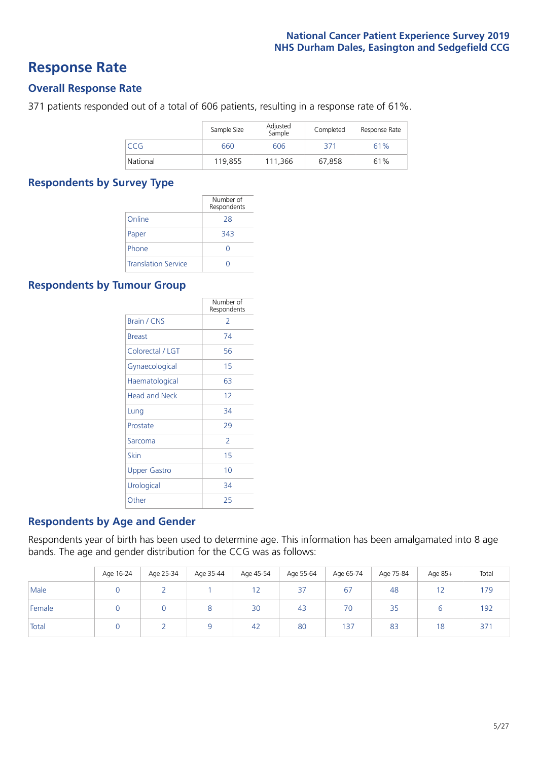# Response Rate

## Overall Response Rate

371 patients responded out of a total of 606 patients, resulting in a response rate of 61%.

| | Sample Size | Adjusted Sample | Completed | Response Rate |
|---|---|---|---|---|
| CCG | 660 | 606 | 371 | 61% |
| National | 119,855 | 111,366 | 67,858 | 61% |

## Respondents by Survey Type

| | Number of Respondents |
|---|---|
| Online | 28 |
| Paper | 343 |
| Phone | 0 |
| Translation Service | 0 |

## Respondents by Tumour Group

| | Number of Respondents |
|---|---|
| Brain / CNS | 2 |
| Breast | 74 |
| Colorectal / LGT | 56 |
| Gynaecological | 15 |
| Haematological | 63 |
| Head and Neck | 12 |
| Lung | 34 |
| Prostate | 29 |
| Sarcoma | 2 |
| Skin | 15 |
| Upper Gastro | 10 |
| Urological | 34 |
| Other | 25 |

## Respondents by Age and Gender

Respondents year of birth has been used to determine age. This information has been amalgamated into 8 age bands. The age and gender distribution for the CCG was as follows:

| | Age 16-24 | Age 25-34 | Age 35-44 | Age 45-54 | Age 55-64 | Age 65-74 | Age 75-84 | Age 85+ | Total |
|---|---|---|---|---|---|---|---|---|---|
| Male | 0 | 2 | 1 | 12 | 37 | 67 | 48 | 12 | 179 |
| Female | 0 | 0 | 8 | 30 | 43 | 70 | 35 | 6 | 192 |
| Total | 0 | 2 | 9 | 42 | 80 | 137 | 83 | 18 | 371 |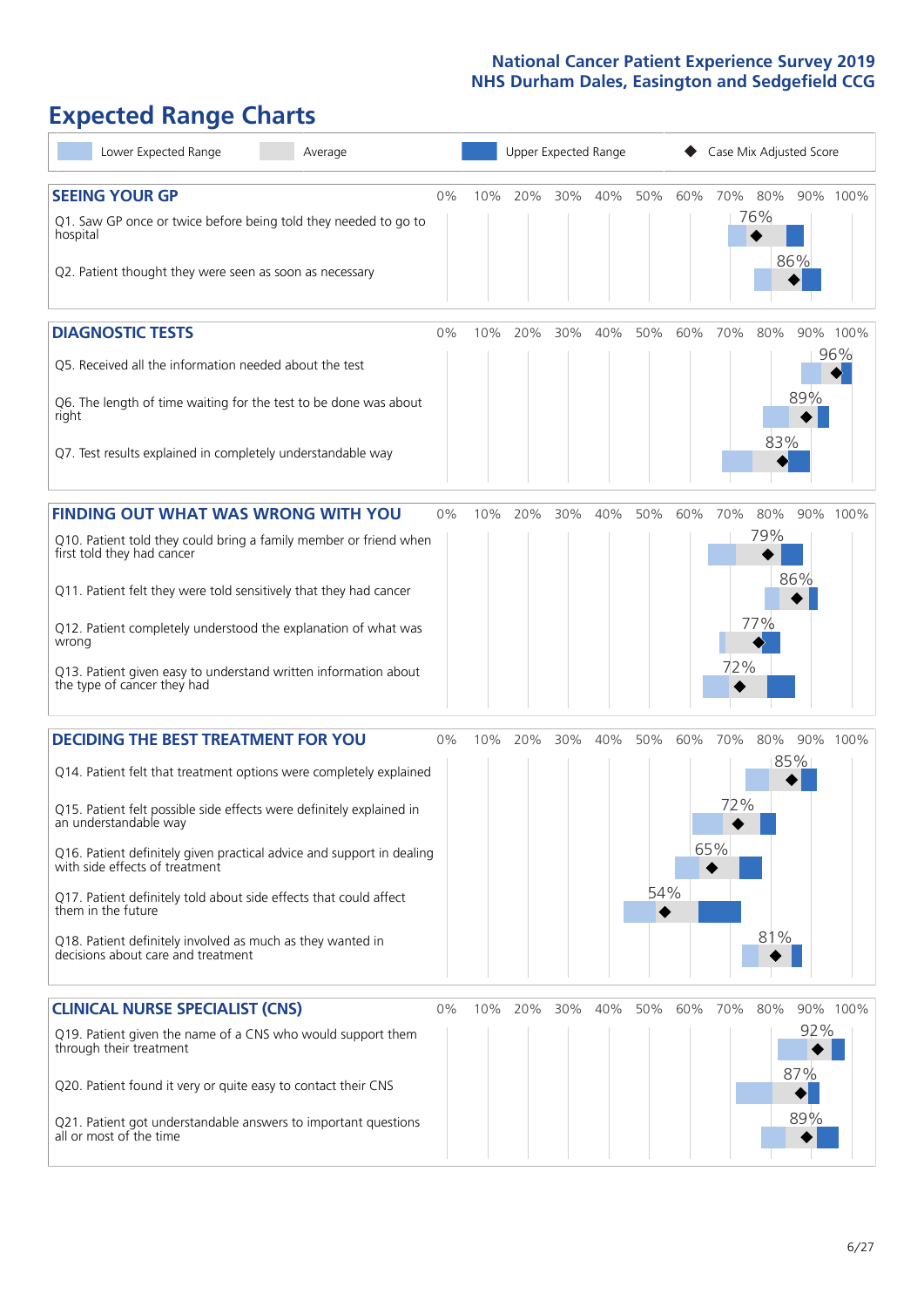# Expected Range Charts

Lower Expected Range | Average | Upper Expected Range | Case Mix Adjusted Score

| SEEING YOUR GP | Case Mix Adjusted Score |
|---|---|
| Q1. Saw GP once or twice before being told they needed to go to hospital | 76% |
| Q2. Patient thought they were seen as soon as necessary | 86% |

| DIAGNOSTIC TESTS | Case Mix Adjusted Score |
|---|---|
| Q5. Received all the information needed about the test | 96% |
| Q6. The length of time waiting for the test to be done was about right | 89% |
| Q7. Test results explained in completely understandable way | 83% |

| FINDING OUT WHAT WAS WRONG WITH YOU | Case Mix Adjusted Score |
|---|---|
| Q10. Patient told they could bring a family member or friend when first told they had cancer | 79% |
| Q11. Patient felt they were told sensitively that they had cancer | 86% |
| Q12. Patient completely understood the explanation of what was wrong | 77% |
| Q13. Patient given easy to understand written information about the type of cancer they had | 72% |

| DECIDING THE BEST TREATMENT FOR YOU | Case Mix Adjusted Score |
|---|---|
| Q14. Patient felt that treatment options were completely explained | 85% |
| Q15. Patient felt possible side effects were definitely explained in an understandable way | 72% |
| Q16. Patient definitely given practical advice and support in dealing with side effects of treatment | 65% |
| Q17. Patient definitely told about side effects that could affect them in the future | 54% |
| Q18. Patient definitely involved as much as they wanted in decisions about care and treatment | 81% |

| CLINICAL NURSE SPECIALIST (CNS) | Case Mix Adjusted Score |
|---|---|
| Q19. Patient given the name of a CNS who would support them through their treatment | 92% |
| Q20. Patient found it very or quite easy to contact their CNS | 87% |
| Q21. Patient got understandable answers to important questions all or most of the time | 89% |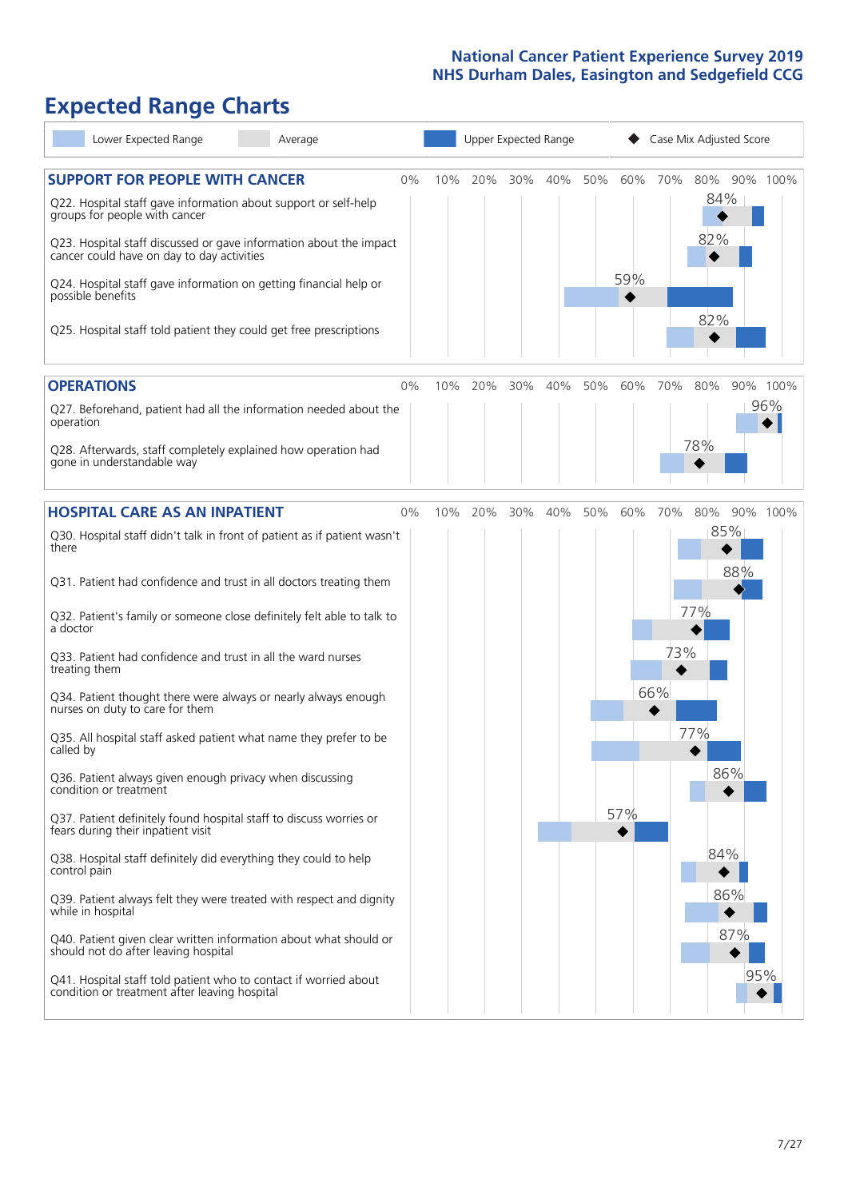# Expected Range Charts

Legend: Lower Expected Range | Average | Upper Expected Range | Case Mix Adjusted Score

## SUPPORT FOR PEOPLE WITH CANCER

| Question | Case Mix Adjusted Score |
| --- | --- |
| Q22. Hospital staff gave information about support or self-help groups for people with cancer | 84% |
| Q23. Hospital staff discussed or gave information about the impact cancer could have on day to day activities | 82% |
| Q24. Hospital staff gave information on getting financial help or possible benefits | 59% |
| Q25. Hospital staff told patient they could get free prescriptions | 82% |

## OPERATIONS

| Question | Case Mix Adjusted Score |
| --- | --- |
| Q27. Beforehand, patient had all the information needed about the operation | 96% |
| Q28. Afterwards, staff completely explained how operation had gone in understandable way | 78% |

## HOSPITAL CARE AS AN INPATIENT

| Question | Case Mix Adjusted Score |
| --- | --- |
| Q30. Hospital staff didn't talk in front of patient as if patient wasn't there | 85% |
| Q31. Patient had confidence and trust in all doctors treating them | 88% |
| Q32. Patient's family or someone close definitely felt able to talk to a doctor | 77% |
| Q33. Patient had confidence and trust in all the ward nurses treating them | 73% |
| Q34. Patient thought there were always or nearly always enough nurses on duty to care for them | 66% |
| Q35. All hospital staff asked patient what name they prefer to be called by | 77% |
| Q36. Patient always given enough privacy when discussing condition or treatment | 86% |
| Q37. Patient definitely found hospital staff to discuss worries or fears during their inpatient visit | 57% |
| Q38. Hospital staff definitely did everything they could to help control pain | 84% |
| Q39. Patient always felt they were treated with respect and dignity while in hospital | 86% |
| Q40. Patient given clear written information about what should or should not do after leaving hospital | 87% |
| Q41. Hospital staff told patient who to contact if worried about condition or treatment after leaving hospital | 95% |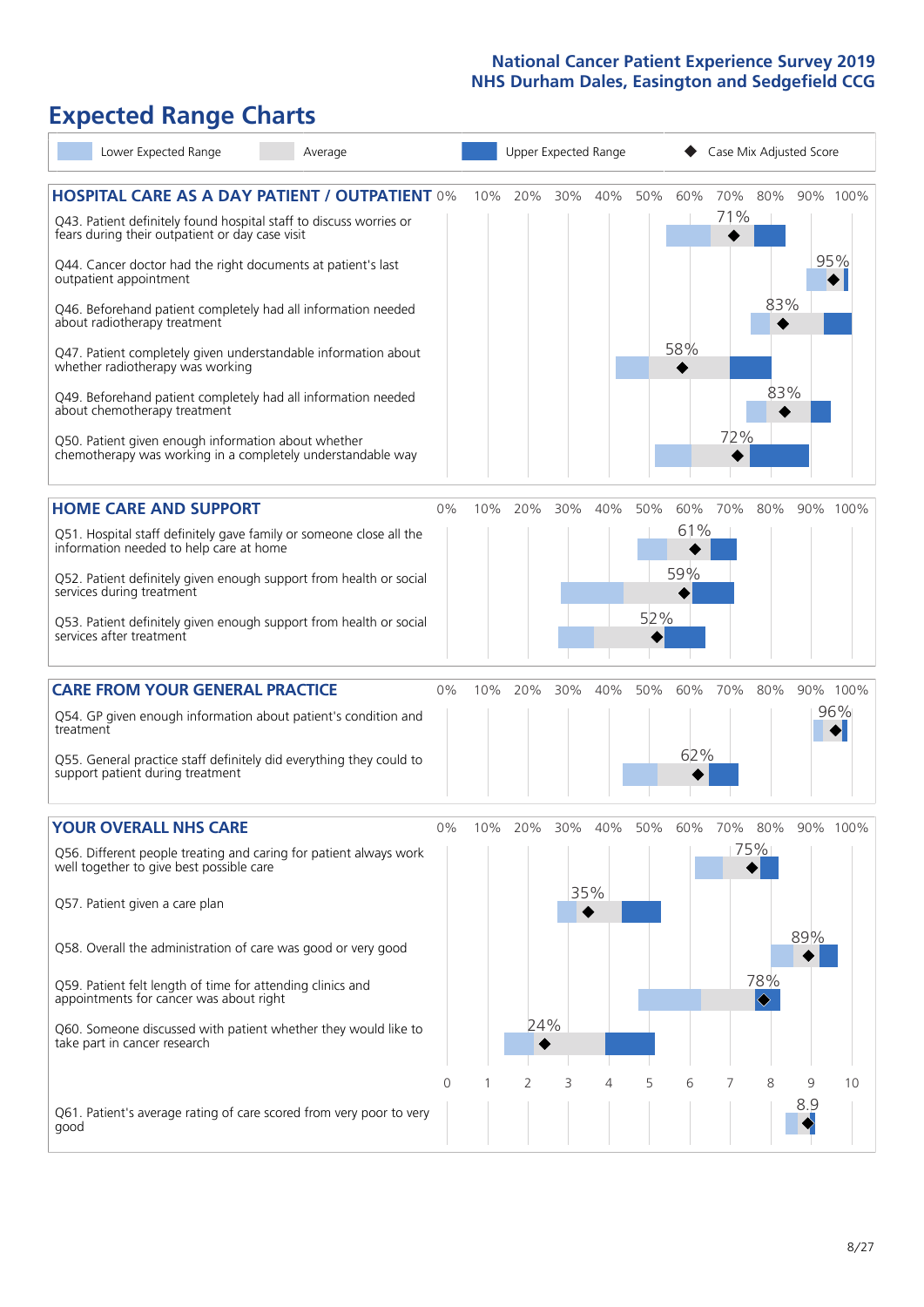# Expected Range Charts

Lower Expected Range | Average | Upper Expected Range | Case Mix Adjusted Score

## HOSPITAL CARE AS A DAY PATIENT / OUTPATIENT

| Question | Case Mix Adjusted Score |
|---|---|
| Q43. Patient definitely found hospital staff to discuss worries or fears during their outpatient or day case visit | 71% |
| Q44. Cancer doctor had the right documents at patient's last outpatient appointment | 95% |
| Q46. Beforehand patient completely had all information needed about radiotherapy treatment | 83% |
| Q47. Patient completely given understandable information about whether radiotherapy treatment was working | 58% |
| Q49. Beforehand patient completely had all information needed about chemotherapy treatment | 83% |
| Q50. Patient given enough information about whether chemotherapy was working in a completely understandable way | 72% |

## HOME CARE AND SUPPORT

| Question | Case Mix Adjusted Score |
|---|---|
| Q51. Hospital staff definitely gave family or someone close all the information needed to help care at home | 61% |
| Q52. Patient definitely given enough support from health or social services during treatment | 59% |
| Q53. Patient definitely given enough support from health or social services after treatment | 52% |

## CARE FROM YOUR GENERAL PRACTICE

| Question | Case Mix Adjusted Score |
|---|---|
| Q54. GP given enough information about patient's condition and treatment | 96% |
| Q55. General practice staff definitely did everything they could to support patient during treatment | 62% |

## YOUR OVERALL NHS CARE

| Question | Case Mix Adjusted Score |
|---|---|
| Q56. Different people treating and caring for patient always work well together to give best possible care | 75% |
| Q57. Patient given a care plan | 35% |
| Q58. Overall the administration of care was good or very good | 89% |
| Q59. Patient felt length of time for attending clinics and appointments for cancer was about right | 78% |
| Q60. Someone discussed with patient whether they would like to take part in cancer research | 24% |
| Q61. Patient's average rating of care scored from very poor to very good | 8.9 |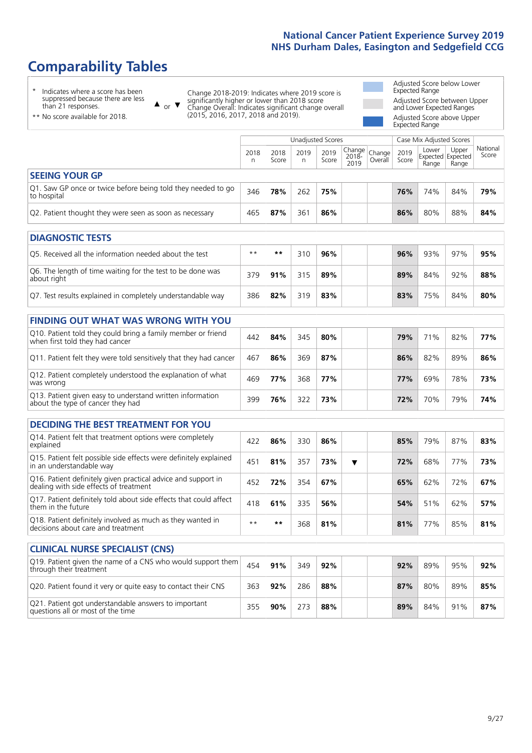# Comparability Tables

- \* Indicates where a score has been suppressed because there are less than 21 responses.
- \*\* No score available for 2018.

▲ or ▼ Change 2018-2019: Indicates where 2019 score is significantly higher or lower than 2018 score
Change Overall: Indicates significant change overall (2015, 2016, 2017, 2018 and 2019).

- Adjusted Score below Lower Expected Range
- Adjusted Score between Upper and Lower Expected Ranges
- Adjusted Score above Upper Expected Range

| | Unadjusted Scores | | | | | | Case Mix Adjusted Scores | | | |
|---|---|---|---|---|---|---|---|---|---|---|
| | 2018 n | 2018 Score | 2019 n | 2019 Score | Change 2018-2019 | Change Overall | 2019 Score | Lower Expected Range | Upper Expected Range | National Score |
| **SEEING YOUR GP** | | | | | | | | | | |
| Q1. Saw GP once or twice before being told they needed to go to hospital | 346 | **78%** | 262 | **75%** | | | **76%** | 74% | 84% | **79%** |
| Q2. Patient thought they were seen as soon as necessary | 465 | **87%** | 361 | **86%** | | | **86%** | 80% | 88% | **84%** |
| **DIAGNOSTIC TESTS** | | | | | | | | | | |
| Q5. Received all the information needed about the test | ** | ** | 310 | **96%** | | | **96%** | 93% | 97% | **95%** |
| Q6. The length of time waiting for the test to be done was about right | 379 | **91%** | 315 | **89%** | | | **89%** | 84% | 92% | **88%** |
| Q7. Test results explained in completely understandable way | 386 | **82%** | 319 | **83%** | | | **83%** | 75% | 84% | **80%** |
| **FINDING OUT WHAT WAS WRONG WITH YOU** | | | | | | | | | | |
| Q10. Patient told they could bring a family member or friend when first told they had cancer | 442 | **84%** | 345 | **80%** | | | **79%** | 71% | 82% | **77%** |
| Q11. Patient felt they were told sensitively that they had cancer | 467 | **86%** | 369 | **87%** | | | **86%** | 82% | 89% | **86%** |
| Q12. Patient completely understood the explanation of what was wrong | 469 | **77%** | 368 | **77%** | | | **77%** | 69% | 78% | **73%** |
| Q13. Patient given easy to understand written information about the type of cancer they had | 399 | **76%** | 322 | **73%** | | | **72%** | 70% | 79% | **74%** |
| **DECIDING THE BEST TREATMENT FOR YOU** | | | | | | | | | | |
| Q14. Patient felt that treatment options were completely explained | 422 | **86%** | 330 | **86%** | | | **85%** | 79% | 87% | **83%** |
| Q15. Patient felt possible side effects were definitely explained in an understandable way | 451 | **81%** | 357 | **73%** | ▼ | | **72%** | 68% | 77% | **73%** |
| Q16. Patient definitely given practical advice and support in dealing with side effects of treatment | 452 | **72%** | 354 | **67%** | | | **65%** | 62% | 72% | **67%** |
| Q17. Patient definitely told about side effects that could affect them in the future | 418 | **61%** | 335 | **56%** | | | **54%** | 51% | 62% | **57%** |
| Q18. Patient definitely involved as much as they wanted in decisions about care and treatment | ** | ** | 368 | **81%** | | | **81%** | 77% | 85% | **81%** |
| **CLINICAL NURSE SPECIALIST (CNS)** | | | | | | | | | | |
| Q19. Patient given the name of a CNS who would support them through their treatment | 454 | **91%** | 349 | **92%** | | | **92%** | 89% | 95% | **92%** |
| Q20. Patient found it very or quite easy to contact their CNS | 363 | **92%** | 286 | **88%** | | | **87%** | 80% | 89% | **85%** |
| Q21. Patient got understandable answers to important questions all or most of the time | 355 | **90%** | 273 | **88%** | | | **89%** | 84% | 91% | **87%** |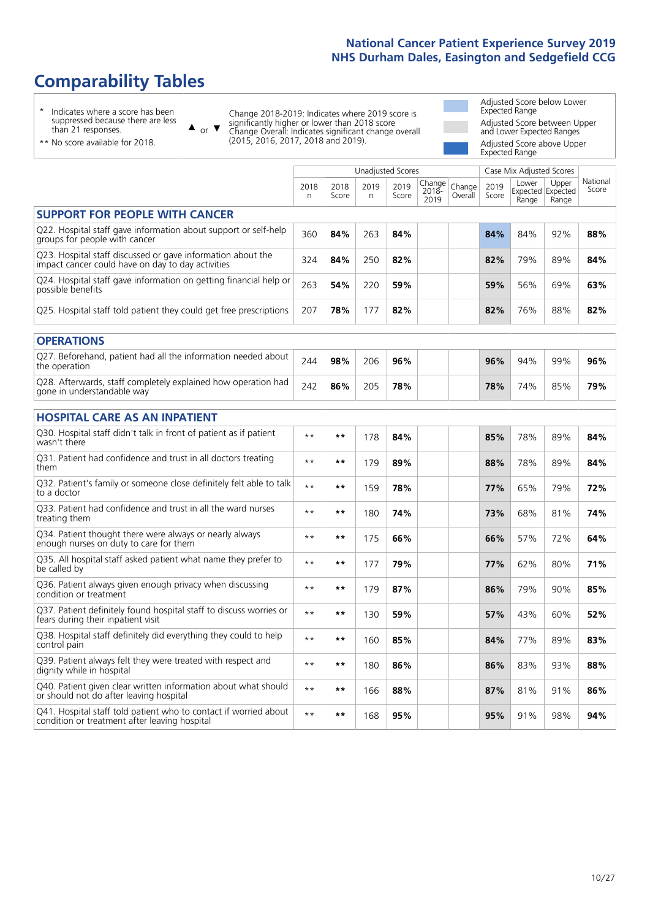# Comparability Tables

- \* Indicates where a score has been suppressed because there are less than 21 responses.
- \*\* No score available for 2018.

▲ or ▼ Change 2018-2019: Indicates where 2019 score is significantly higher or lower than 2018 score. Change Overall: Indicates significant change overall (2015, 2016, 2017, 2018 and 2019).

- Adjusted Score below Lower Expected Range
- Adjusted Score between Upper and Lower Expected Ranges
- Adjusted Score above Upper Expected Range

| | Unadjusted Scores | | | | | | Case Mix Adjusted Scores | | | |
|---|---|---|---|---|---|---|---|---|---|---|
| | 2018 n | 2018 Score | 2019 n | 2019 Score | Change 2018-2019 | Change Overall | 2019 Score | Lower Expected Range | Upper Expected Range | National Score |
| **SUPPORT FOR PEOPLE WITH CANCER** | | | | | | | | | | |
| Q22. Hospital staff gave information about support or self-help groups for people with cancer | 360 | **84%** | 263 | **84%** | | | **84%** | 84% | 92% | **88%** |
| Q23. Hospital staff discussed or gave information about the impact cancer could have on day to day activities | 324 | **84%** | 250 | **82%** | | | **82%** | 79% | 89% | **84%** |
| Q24. Hospital staff gave information on getting financial help or possible benefits | 263 | **54%** | 220 | **59%** | | | **59%** | 56% | 69% | **63%** |
| Q25. Hospital staff told patient they could get free prescriptions | 207 | **78%** | 177 | **82%** | | | **82%** | 76% | 88% | **82%** |
| **OPERATIONS** | | | | | | | | | | |
| Q27. Beforehand, patient had all the information needed about the operation | 244 | **98%** | 206 | **96%** | | | **96%** | 94% | 99% | **96%** |
| Q28. Afterwards, staff completely explained how operation had gone in understandable way | 242 | **86%** | 205 | **78%** | | | **78%** | 74% | 85% | **79%** |
| **HOSPITAL CARE AS AN INPATIENT** | | | | | | | | | | |
| Q30. Hospital staff didn't talk in front of patient as if patient wasn't there | ** | ** | 178 | **84%** | | | **85%** | 78% | 89% | **84%** |
| Q31. Patient had confidence and trust in all doctors treating them | ** | ** | 179 | **89%** | | | **88%** | 78% | 89% | **84%** |
| Q32. Patient's family or someone close definitely felt able to talk to a doctor | ** | ** | 159 | **78%** | | | **77%** | 65% | 79% | **72%** |
| Q33. Patient had confidence and trust in all the ward nurses treating them | ** | ** | 180 | **74%** | | | **73%** | 68% | 81% | **74%** |
| Q34. Patient thought there were always or nearly always enough nurses on duty to care for them | ** | ** | 175 | **66%** | | | **66%** | 57% | 72% | **64%** |
| Q35. All hospital staff asked patient what name they prefer to be called by | ** | ** | 177 | **79%** | | | **77%** | 62% | 80% | **71%** |
| Q36. Patient always given enough privacy when discussing condition or treatment | ** | ** | 179 | **87%** | | | **86%** | 79% | 90% | **85%** |
| Q37. Patient definitely found hospital staff to discuss worries or fears during their inpatient visit | ** | ** | 130 | **59%** | | | **57%** | 43% | 60% | **52%** |
| Q38. Hospital staff definitely did everything they could to help control pain | ** | ** | 160 | **85%** | | | **84%** | 77% | 89% | **83%** |
| Q39. Patient always felt they were treated with respect and dignity while in hospital | ** | ** | 180 | **86%** | | | **86%** | 83% | 93% | **88%** |
| Q40. Patient given clear written information about what should or should not do after leaving hospital | ** | ** | 166 | **88%** | | | **87%** | 81% | 91% | **86%** |
| Q41. Hospital staff told patient who to contact if worried about condition or treatment after leaving hospital | ** | ** | 168 | **95%** | | | **95%** | 91% | 98% | **94%** |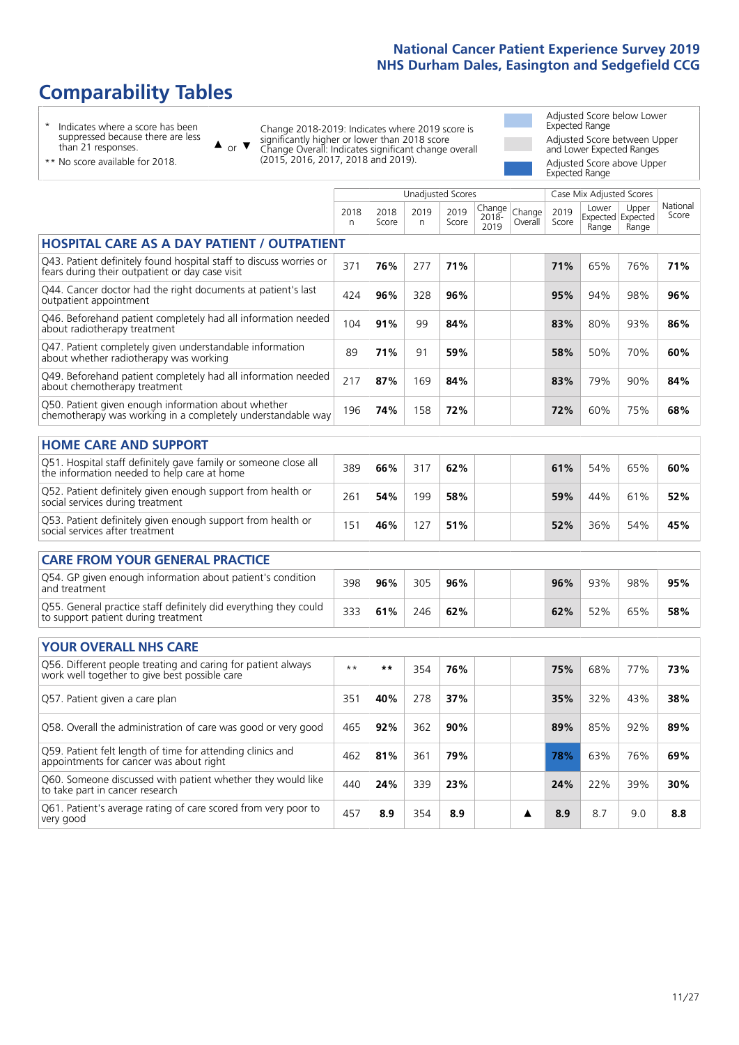# Comparability Tables

\* Indicates where a score has been suppressed because there are less than 21 responses.

\*\* No score available for 2018.

▲ or ▼ Change 2018-2019: Indicates where 2019 score is significantly higher or lower than 2018 score. Change Overall: Indicates significant change overall (2015, 2016, 2017, 2018 and 2019).

Adjusted Score below Lower Expected Range

Adjusted Score between Upper and Lower Expected Ranges

Adjusted Score above Upper Expected Range

| | Unadjusted Scores | | | | | | Case Mix Adjusted Scores | | | |
|---|---|---|---|---|---|---|---|---|---|---|
| | 2018 n | 2018 Score | 2019 n | 2019 Score | Change 2018-2019 | Change Overall | 2019 Score | Lower Expected Range | Upper Expected Range | National Score |
| **HOSPITAL CARE AS A DAY PATIENT / OUTPATIENT** | | | | | | | | | | |
| Q43. Patient definitely found hospital staff to discuss worries or fears during their outpatient or day case visit | 371 | 76% | 277 | 71% | | | 71% | 65% | 76% | 71% |
| Q44. Cancer doctor had the right documents at patient's last outpatient appointment | 424 | 96% | 328 | 96% | | | 95% | 94% | 98% | 96% |
| Q46. Beforehand patient completely had all information needed about radiotherapy treatment | 104 | 91% | 99 | 84% | | | 83% | 80% | 93% | 86% |
| Q47. Patient completely given understandable information about whether radiotherapy was working | 89 | 71% | 91 | 59% | | | 58% | 50% | 70% | 60% |
| Q49. Beforehand patient completely had all information needed about chemotherapy treatment | 217 | 87% | 169 | 84% | | | 83% | 79% | 90% | 84% |
| Q50. Patient given enough information about whether chemotherapy was working in a completely understandable way | 196 | 74% | 158 | 72% | | | 72% | 60% | 75% | 68% |
| **HOME CARE AND SUPPORT** | | | | | | | | | | |
| Q51. Hospital staff definitely gave family or someone close all the information needed to help care at home | 389 | 66% | 317 | 62% | | | 61% | 54% | 65% | 60% |
| Q52. Patient definitely given enough support from health or social services during treatment | 261 | 54% | 199 | 58% | | | 59% | 44% | 61% | 52% |
| Q53. Patient definitely given enough support from health or social services after treatment | 151 | 46% | 127 | 51% | | | 52% | 36% | 54% | 45% |
| **CARE FROM YOUR GENERAL PRACTICE** | | | | | | | | | | |
| Q54. GP given enough information about patient's condition and treatment | 398 | 96% | 305 | 96% | | | 96% | 93% | 98% | 95% |
| Q55. General practice staff definitely did everything they could to support patient during treatment | 333 | 61% | 246 | 62% | | | 62% | 52% | 65% | 58% |
| **YOUR OVERALL NHS CARE** | | | | | | | | | | |
| Q56. Different people treating and caring for patient always work well together to give best possible care | ** | ** | 354 | 76% | | | 75% | 68% | 77% | 73% |
| Q57. Patient given a care plan | 351 | 40% | 278 | 37% | | | 35% | 32% | 43% | 38% |
| Q58. Overall the administration of care was good or very good | 465 | 92% | 362 | 90% | | | 89% | 85% | 92% | 89% |
| Q59. Patient felt length of time for attending clinics and appointments for cancer was about right | 462 | 81% | 361 | 79% | | | 78% | 63% | 76% | 69% |
| Q60. Someone discussed with patient whether they would like to take part in cancer research | 440 | 24% | 339 | 23% | | | 24% | 22% | 39% | 30% |
| Q61. Patient's average rating of care scored from very poor to very good | 457 | 8.9 | 354 | 8.9 | | ▲ | 8.9 | 8.7 | 9.0 | 8.8 |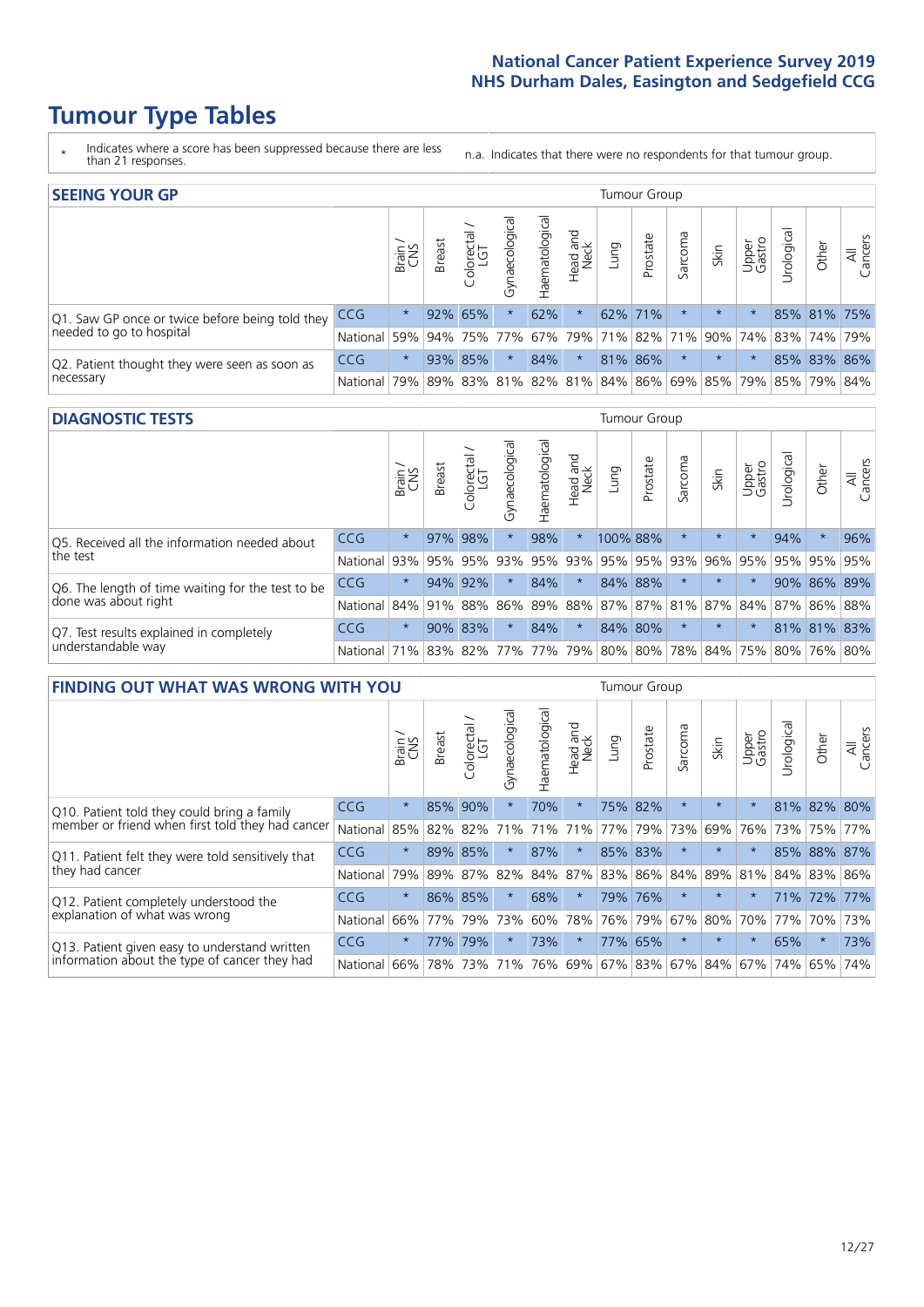# Tumour Type Tables

\* Indicates where a score has been suppressed because there are less than 21 responses.

n.a. Indicates that there were no respondents for that tumour group.

## SEEING YOUR GP

| | | Brain / CNS | Breast | Colorectal / LGT | Gynaecological | Haematological | Head and Neck | Lung | Prostate | Sarcoma | Skin | Upper Gastro | Urological | Other | All Cancers |
|---|---|---|---|---|---|---|---|---|---|---|---|---|---|---|---|
| Q1. Saw GP once or twice before being told they needed to go to hospital | CCG | * | 92% | 65% | * | 62% | * | 62% | 71% | * | * | * | 85% | 81% | 75% |
| | National | 59% | 94% | 75% | 77% | 67% | 79% | 71% | 82% | 71% | 90% | 74% | 83% | 74% | 79% |
| Q2. Patient thought they were seen as soon as necessary | CCG | * | 93% | 85% | * | 84% | * | 81% | 86% | * | * | * | 85% | 83% | 86% |
| | National | 79% | 89% | 83% | 81% | 82% | 81% | 84% | 86% | 69% | 85% | 79% | 85% | 79% | 84% |

## DIAGNOSTIC TESTS

| | | Brain / CNS | Breast | Colorectal / LGT | Gynaecological | Haematological | Head and Neck | Lung | Prostate | Sarcoma | Skin | Upper Gastro | Urological | Other | All Cancers |
|---|---|---|---|---|---|---|---|---|---|---|---|---|---|---|---|
| Q5. Received all the information needed about the test | CCG | * | 97% | 98% | * | 98% | * | 100% | 88% | * | * | * | 94% | * | 96% |
| | National | 93% | 95% | 95% | 93% | 95% | 93% | 95% | 95% | 93% | 96% | 95% | 95% | 95% | 95% |
| Q6. The length of time waiting for the test to be done was about right | CCG | * | 94% | 92% | * | 84% | * | 84% | 88% | * | * | * | 90% | 86% | 89% |
| | National | 84% | 91% | 88% | 86% | 89% | 88% | 87% | 87% | 81% | 87% | 84% | 87% | 86% | 88% |
| Q7. Test results explained in completely understandable way | CCG | * | 90% | 83% | * | 84% | * | 84% | 80% | * | * | * | 81% | 81% | 83% |
| | National | 71% | 83% | 82% | 77% | 77% | 79% | 80% | 80% | 78% | 84% | 75% | 80% | 76% | 80% |

## FINDING OUT WHAT WAS WRONG WITH YOU

| | | Brain / CNS | Breast | Colorectal / LGT | Gynaecological | Haematological | Head and Neck | Lung | Prostate | Sarcoma | Skin | Upper Gastro | Urological | Other | All Cancers |
|---|---|---|---|---|---|---|---|---|---|---|---|---|---|---|---|
| Q10. Patient told they could bring a family member or friend when first told they had cancer | CCG | * | 85% | 90% | * | 70% | * | 75% | 82% | * | * | * | 81% | 82% | 80% |
| | National | 85% | 82% | 82% | 71% | 71% | 71% | 77% | 79% | 73% | 69% | 76% | 73% | 75% | 77% |
| Q11. Patient felt they were told sensitively that they had cancer | CCG | * | 89% | 85% | * | 87% | * | 85% | 83% | * | * | * | 85% | 88% | 87% |
| | National | 79% | 89% | 87% | 82% | 84% | 87% | 83% | 86% | 84% | 89% | 81% | 84% | 83% | 86% |
| Q12. Patient completely understood the explanation of what was wrong | CCG | * | 86% | 85% | * | 68% | * | 79% | 76% | * | * | * | 71% | 72% | 77% |
| | National | 66% | 77% | 79% | 73% | 60% | 78% | 76% | 79% | 67% | 80% | 70% | 77% | 70% | 73% |
| Q13. Patient given easy to understand written information about the type of cancer they had | CCG | * | 77% | 79% | * | 73% | * | 77% | 65% | * | * | * | 65% | * | 73% |
| | National | 66% | 78% | 73% | 71% | 76% | 69% | 67% | 83% | 67% | 84% | 67% | 74% | 65% | 74% |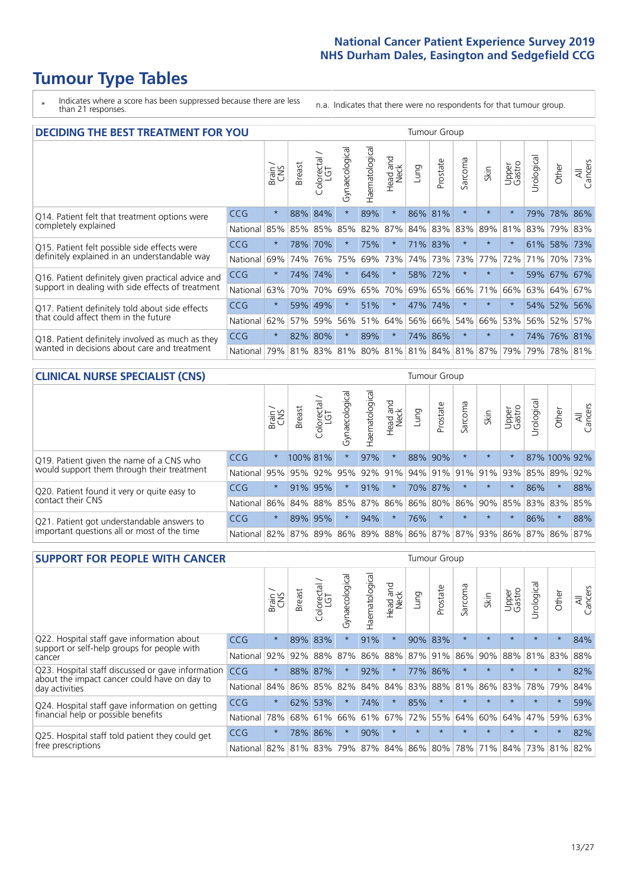# Tumour Type Tables

\* Indicates where a score has been suppressed because there are less than 21 responses.

n.a. Indicates that there were no respondents for that tumour group.

## DECIDING THE BEST TREATMENT FOR YOU

| | | Brain / CNS | Breast | Colorectal / LGT | Gynaecological | Haematological | Head and Neck | Lung | Prostate | Sarcoma | Skin | Upper Gastro | Urological | Other | All Cancers |
|---|---|---|---|---|---|---|---|---|---|---|---|---|---|---|---|
| Q14. Patient felt that treatment options were completely explained | CCG | * | 88% | 84% | * | 89% | * | 86% | 81% | * | * | * | 79% | 78% | 86% |
| | National | 85% | 85% | 85% | 85% | 82% | 87% | 84% | 83% | 83% | 89% | 81% | 83% | 79% | 83% |
| Q15. Patient felt possible side effects were definitely explained in an understandable way | CCG | * | 78% | 70% | * | 75% | * | 71% | 83% | * | * | * | 61% | 58% | 73% |
| | National | 69% | 74% | 76% | 75% | 69% | 73% | 74% | 73% | 73% | 77% | 72% | 71% | 70% | 73% |
| Q16. Patient definitely given practical advice and support in dealing with side effects of treatment | CCG | * | 74% | 74% | * | 64% | * | 58% | 72% | * | * | * | 59% | 67% | 67% |
| | National | 63% | 70% | 70% | 69% | 65% | 70% | 69% | 65% | 66% | 71% | 66% | 63% | 64% | 67% |
| Q17. Patient definitely told about side effects that could affect them in the future | CCG | * | 59% | 49% | * | 51% | * | 47% | 74% | * | * | * | 54% | 52% | 56% |
| | National | 62% | 57% | 59% | 56% | 51% | 64% | 56% | 66% | 54% | 66% | 53% | 56% | 52% | 57% |
| Q18. Patient definitely involved as much as they wanted in decisions about care and treatment | CCG | * | 82% | 80% | * | 89% | * | 74% | 86% | * | * | * | 74% | 76% | 81% |
| | National | 79% | 81% | 83% | 81% | 80% | 81% | 81% | 84% | 81% | 87% | 79% | 79% | 78% | 81% |

## CLINICAL NURSE SPECIALIST (CNS)

| | | Brain / CNS | Breast | Colorectal / LGT | Gynaecological | Haematological | Head and Neck | Lung | Prostate | Sarcoma | Skin | Upper Gastro | Urological | Other | All Cancers |
|---|---|---|---|---|---|---|---|---|---|---|---|---|---|---|---|
| Q19. Patient given the name of a CNS who would support them through their treatment | CCG | * | 100% | 81% | * | 97% | * | 88% | 90% | * | * | * | 87% | 100% | 92% |
| | National | 95% | 95% | 92% | 95% | 92% | 91% | 94% | 91% | 91% | 91% | 93% | 85% | 89% | 92% |
| Q20. Patient found it very or quite easy to contact their CNS | CCG | * | 91% | 95% | * | 91% | * | 70% | 87% | * | * | * | 86% | * | 88% |
| | National | 86% | 84% | 88% | 85% | 87% | 86% | 86% | 80% | 86% | 90% | 85% | 83% | 83% | 85% |
| Q21. Patient got understandable answers to important questions all or most of the time | CCG | * | 89% | 95% | * | 94% | * | 76% | * | * | * | * | 86% | * | 88% |
| | National | 82% | 87% | 89% | 86% | 89% | 88% | 86% | 87% | 87% | 93% | 86% | 87% | 86% | 87% |

## SUPPORT FOR PEOPLE WITH CANCER

| | | Brain / CNS | Breast | Colorectal / LGT | Gynaecological | Haematological | Head and Neck | Lung | Prostate | Sarcoma | Skin | Upper Gastro | Urological | Other | All Cancers |
|---|---|---|---|---|---|---|---|---|---|---|---|---|---|---|---|
| Q22. Hospital staff gave information about support or self-help groups for people with cancer | CCG | * | 89% | 83% | * | 91% | * | 90% | 83% | * | * | * | * | * | 84% |
| | National | 92% | 92% | 88% | 87% | 86% | 88% | 87% | 91% | 86% | 90% | 88% | 81% | 83% | 88% |
| Q23. Hospital staff discussed or gave information about the impact cancer could have on day to day activities | CCG | * | 88% | 87% | * | 92% | * | 77% | 86% | * | * | * | * | * | 82% |
| | National | 84% | 86% | 85% | 82% | 84% | 84% | 83% | 88% | 81% | 86% | 83% | 78% | 79% | 84% |
| Q24. Hospital staff gave information on getting financial help or possible benefits | CCG | * | 62% | 53% | * | 74% | * | 85% | * | * | * | * | * | * | 59% |
| | National | 78% | 68% | 61% | 66% | 61% | 67% | 72% | 55% | 64% | 60% | 64% | 47% | 59% | 63% |
| Q25. Hospital staff told patient they could get free prescriptions | CCG | * | 78% | 86% | * | 90% | * | * | * | * | * | * | * | * | 82% |
| | National | 82% | 81% | 83% | 79% | 87% | 84% | 86% | 80% | 78% | 71% | 84% | 73% | 81% | 82% |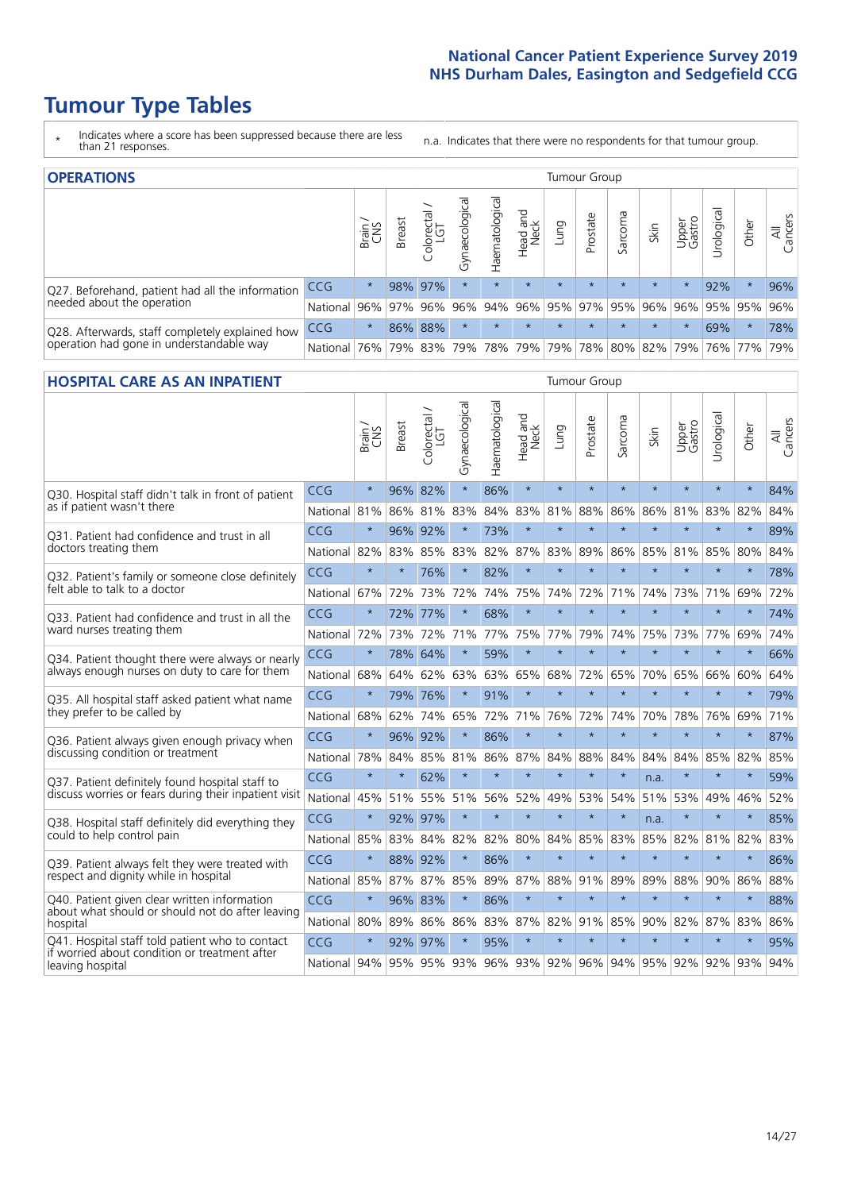# Tumour Type Tables

\* Indicates where a score has been suppressed because there are less than 21 responses.

n.a. Indicates that there were no respondents for that tumour group.

## OPERATIONS

| | | Brain / CNS | Breast | Colorectal / LGT | Gynaecological | Haematological | Head and Neck | Lung | Prostate | Sarcoma | Skin | Upper Gastro | Urological | Other | All Cancers |
|---|---|---|---|---|---|---|---|---|---|---|---|---|---|---|---|
| Q27. Beforehand, patient had all the information needed about the operation | CCG | * | 98% | 97% | * | * | * | * | * | * | * | * | 92% | * | 96% |
| | National | 96% | 97% | 96% | 96% | 94% | 96% | 95% | 97% | 95% | 96% | 96% | 95% | 95% | 96% |
| Q28. Afterwards, staff completely explained how operation had gone in understandable way | CCG | * | 86% | 88% | * | * | * | * | * | * | * | * | 69% | * | 78% |
| | National | 76% | 79% | 83% | 79% | 78% | 79% | 79% | 78% | 80% | 82% | 79% | 76% | 77% | 79% |

## HOSPITAL CARE AS AN INPATIENT

| | | Brain / CNS | Breast | Colorectal / LGT | Gynaecological | Haematological | Head and Neck | Lung | Prostate | Sarcoma | Skin | Upper Gastro | Urological | Other | All Cancers |
|---|---|---|---|---|---|---|---|---|---|---|---|---|---|---|---|
| Q30. Hospital staff didn't talk in front of patient as if patient wasn't there | CCG | * | 96% | 82% | * | 86% | * | * | * | * | * | * | * | * | 84% |
| | National | 81% | 86% | 81% | 83% | 84% | 83% | 81% | 88% | 86% | 86% | 81% | 83% | 82% | 84% |
| Q31. Patient had confidence and trust in all doctors treating them | CCG | * | 96% | 92% | * | 73% | * | * | * | * | * | * | * | * | 89% |
| | National | 82% | 83% | 85% | 83% | 82% | 87% | 83% | 89% | 86% | 85% | 81% | 85% | 80% | 84% |
| Q32. Patient's family or someone close definitely felt able to talk to a doctor | CCG | * | * | 76% | * | 82% | * | * | * | * | * | * | * | * | 78% |
| | National | 67% | 72% | 73% | 72% | 74% | 75% | 74% | 72% | 71% | 74% | 73% | 71% | 69% | 72% |
| Q33. Patient had confidence and trust in all the ward nurses treating them | CCG | * | 72% | 77% | * | 68% | * | * | * | * | * | * | * | * | 74% |
| | National | 72% | 73% | 72% | 71% | 77% | 75% | 77% | 79% | 74% | 75% | 73% | 77% | 69% | 74% |
| Q34. Patient thought there were always or nearly always enough nurses on duty to care for them | CCG | * | 78% | 64% | * | 59% | * | * | * | * | * | * | * | * | 66% |
| | National | 68% | 64% | 62% | 63% | 63% | 65% | 68% | 72% | 65% | 70% | 65% | 66% | 60% | 64% |
| Q35. All hospital staff asked patient what name they prefer to be called by | CCG | * | 79% | 76% | * | 91% | * | * | * | * | * | * | * | * | 79% |
| | National | 68% | 62% | 74% | 65% | 72% | 71% | 76% | 72% | 74% | 70% | 78% | 76% | 69% | 71% |
| Q36. Patient always given enough privacy when discussing condition or treatment | CCG | * | 96% | 92% | * | 86% | * | * | * | * | * | * | * | * | 87% |
| | National | 78% | 84% | 85% | 81% | 86% | 87% | 84% | 88% | 84% | 84% | 84% | 85% | 82% | 85% |
| Q37. Patient definitely found hospital staff to discuss worries or fears during their inpatient visit | CCG | * | * | 62% | * | * | * | * | * | * | n.a. | * | * | * | 59% |
| | National | 45% | 51% | 55% | 51% | 56% | 52% | 49% | 53% | 54% | 51% | 53% | 49% | 46% | 52% |
| Q38. Hospital staff definitely did everything they could to help control pain | CCG | * | 92% | 97% | * | * | * | * | * | * | n.a. | * | * | * | 85% |
| | National | 85% | 83% | 84% | 82% | 82% | 80% | 84% | 85% | 83% | 85% | 82% | 81% | 82% | 83% |
| Q39. Patient always felt they were treated with respect and dignity while in hospital | CCG | * | 88% | 92% | * | 86% | * | * | * | * | * | * | * | * | 86% |
| | National | 85% | 87% | 87% | 85% | 89% | 87% | 88% | 91% | 89% | 89% | 88% | 90% | 86% | 88% |
| Q40. Patient given clear written information about what should or should not do after leaving hospital | CCG | * | 96% | 83% | * | 86% | * | * | * | * | * | * | * | * | 88% |
| | National | 80% | 89% | 86% | 86% | 83% | 87% | 82% | 91% | 85% | 90% | 82% | 87% | 83% | 86% |
| Q41. Hospital staff told patient who to contact if worried about condition or treatment after leaving hospital | CCG | * | 92% | 97% | * | 95% | * | * | * | * | * | * | * | * | 95% |
| | National | 94% | 95% | 95% | 93% | 96% | 93% | 92% | 96% | 94% | 95% | 92% | 92% | 93% | 94% |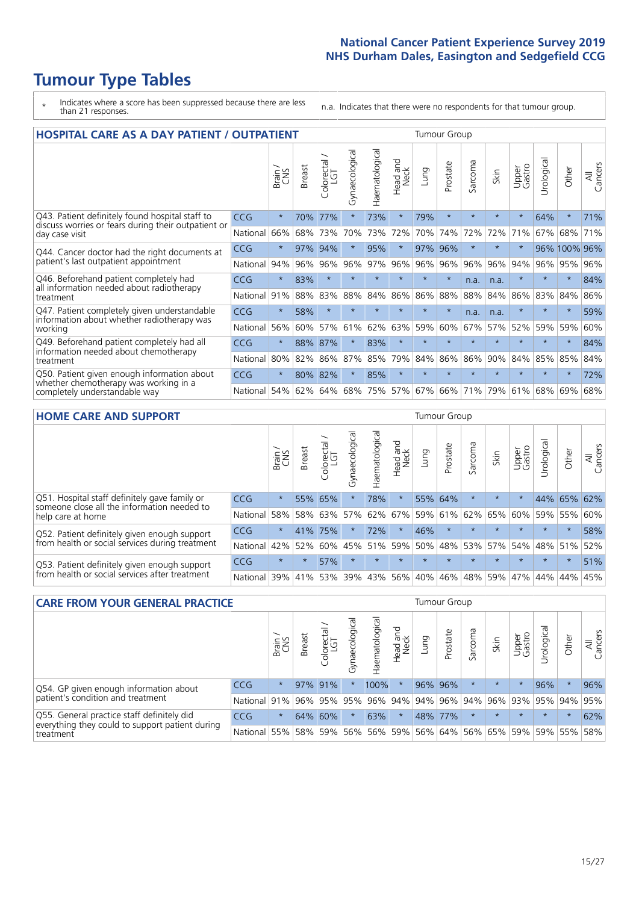# Tumour Type Tables

\* Indicates where a score has been suppressed because there are less than 21 responses.

n.a. Indicates that there were no respondents for that tumour group.

## HOSPITAL CARE AS A DAY PATIENT / OUTPATIENT

| | | Brain / CNS | Breast | Colorectal / LGT | Gynaecological | Haematological | Head and Neck | Lung | Prostate | Sarcoma | Skin | Upper Gastro | Urological | Other | All Cancers |
|---|---|---|---|---|---|---|---|---|---|---|---|---|---|---|---|
| Q43. Patient definitely found hospital staff to discuss worries or fears during their outpatient or day case visit | CCG | * | 70% | 77% | * | 73% | * | 79% | * | * | * | * | 64% | * | 71% |
| | National | 66% | 68% | 73% | 70% | 73% | 72% | 70% | 74% | 72% | 72% | 71% | 67% | 68% | 71% |
| Q44. Cancer doctor had the right documents at patient's last outpatient appointment | CCG | * | 97% | 94% | * | 95% | * | 97% | 96% | * | * | * | 96% | 100% | 96% |
| | National | 94% | 96% | 96% | 96% | 97% | 96% | 96% | 96% | 96% | 96% | 94% | 96% | 95% | 96% |
| Q46. Beforehand patient completely had all information needed about radiotherapy treatment | CCG | * | 83% | * | * | * | * | * | * | n.a. | n.a. | * | * | * | 84% |
| | National | 91% | 88% | 83% | 88% | 84% | 86% | 86% | 88% | 88% | 84% | 86% | 83% | 84% | 86% |
| Q47. Patient completely given understandable information about whether radiotherapy was working | CCG | * | 58% | * | * | * | * | * | * | n.a. | n.a. | * | * | * | 59% |
| | National | 56% | 60% | 57% | 61% | 62% | 63% | 59% | 60% | 67% | 57% | 52% | 59% | 59% | 60% |
| Q49. Beforehand patient completely had all information needed about chemotherapy treatment | CCG | * | 88% | 87% | * | 83% | * | * | * | * | * | * | * | * | 84% |
| | National | 80% | 82% | 86% | 87% | 85% | 79% | 84% | 86% | 86% | 90% | 84% | 85% | 85% | 84% |
| Q50. Patient given enough information about whether chemotherapy was working in a completely understandable way | CCG | * | 80% | 82% | * | 85% | * | * | * | * | * | * | * | * | 72% |
| | National | 54% | 62% | 64% | 68% | 75% | 57% | 67% | 66% | 71% | 79% | 61% | 68% | 69% | 68% |

## HOME CARE AND SUPPORT

| | | Brain / CNS | Breast | Colorectal / LGT | Gynaecological | Haematological | Head and Neck | Lung | Prostate | Sarcoma | Skin | Upper Gastro | Urological | Other | All Cancers |
|---|---|---|---|---|---|---|---|---|---|---|---|---|---|---|---|
| Q51. Hospital staff definitely gave family or someone close all the information needed to help care at home | CCG | * | 55% | 65% | * | 78% | * | 55% | 64% | * | * | * | 44% | 65% | 62% |
| | National | 58% | 58% | 63% | 57% | 62% | 67% | 59% | 61% | 62% | 65% | 60% | 59% | 55% | 60% |
| Q52. Patient definitely given enough support from health or social services during treatment | CCG | * | 41% | 75% | * | 72% | * | 46% | * | * | * | * | * | * | 58% |
| | National | 42% | 52% | 60% | 45% | 51% | 59% | 50% | 48% | 53% | 57% | 54% | 48% | 51% | 52% |
| Q53. Patient definitely given enough support from health or social services after treatment | CCG | * | * | 57% | * | * | * | * | * | * | * | * | * | * | 51% |
| | National | 39% | 41% | 53% | 39% | 43% | 56% | 40% | 46% | 48% | 59% | 47% | 44% | 44% | 45% |

## CARE FROM YOUR GENERAL PRACTICE

| | | Brain / CNS | Breast | Colorectal / LGT | Gynaecological | Haematological | Head and Neck | Lung | Prostate | Sarcoma | Skin | Upper Gastro | Urological | Other | All Cancers |
|---|---|---|---|---|---|---|---|---|---|---|---|---|---|---|---|
| Q54. GP given enough information about patient's condition and treatment | CCG | * | 97% | 91% | * | 100% | * | 96% | 96% | * | * | * | 96% | * | 96% |
| | National | 91% | 96% | 95% | 95% | 96% | 94% | 94% | 96% | 94% | 96% | 93% | 95% | 94% | 95% |
| Q55. General practice staff definitely did everything they could to support patient during treatment | CCG | * | 64% | 60% | * | 63% | * | 48% | 77% | * | * | * | * | * | 62% |
| | National | 55% | 58% | 59% | 56% | 56% | 59% | 56% | 64% | 56% | 65% | 59% | 59% | 55% | 58% |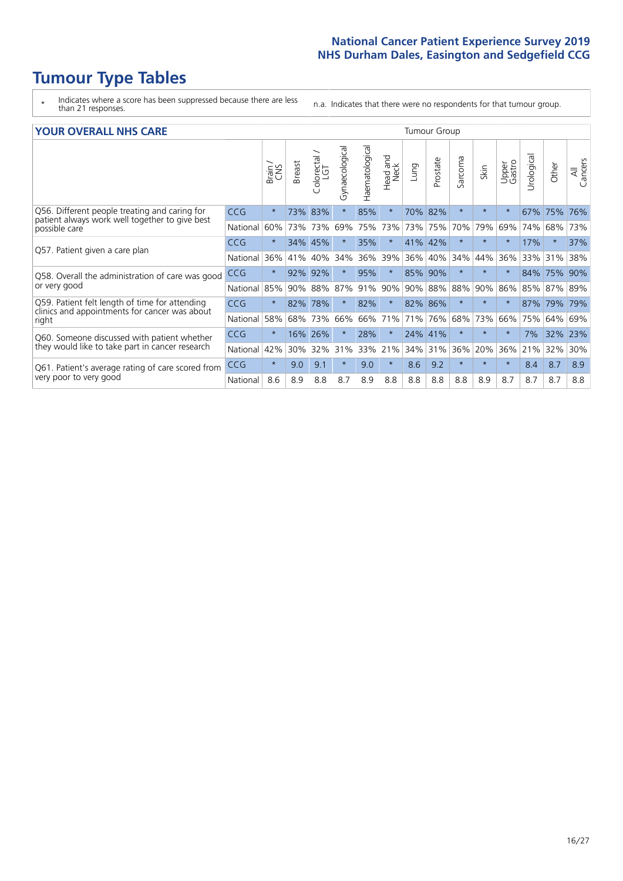# Tumour Type Tables

\* Indicates where a score has been suppressed because there are less than 21 responses.

n.a. Indicates that there were no respondents for that tumour group.

## YOUR OVERALL NHS CARE

| | | Tumour Group | | | | | | | | | | | | | | |
|---|---|---|---|---|---|---|---|---|---|---|---|---|---|---|---|---|
| | | Brain / CNS | Breast | Colorectal / LGT | Gynaecological | Haematological | Head and Neck | Lung | Prostate | Sarcoma | Skin | Upper Gastro | Urological | Other | All Cancers |
| Q56. Different people treating and caring for patient always work well together to give best possible care | CCG | * | 73% | 83% | * | 85% | * | 70% | 82% | * | * | * | 67% | 75% | 76% |
| | National | 60% | 73% | 73% | 69% | 75% | 73% | 73% | 75% | 70% | 79% | 69% | 74% | 68% | 73% |
| Q57. Patient given a care plan | CCG | * | 34% | 45% | * | 35% | * | 41% | 42% | * | * | * | 17% | * | 37% |
| | National | 36% | 41% | 40% | 34% | 36% | 39% | 36% | 40% | 34% | 44% | 36% | 33% | 31% | 38% |
| Q58. Overall the administration of care was good or very good | CCG | * | 92% | 92% | * | 95% | * | 85% | 90% | * | * | * | 84% | 75% | 90% |
| | National | 85% | 90% | 88% | 87% | 91% | 90% | 90% | 88% | 88% | 90% | 86% | 85% | 87% | 89% |
| Q59. Patient felt length of time for attending clinics and appointments for cancer was about right | CCG | * | 82% | 78% | * | 82% | * | 82% | 86% | * | * | * | 87% | 79% | 79% |
| | National | 58% | 68% | 73% | 66% | 66% | 71% | 71% | 76% | 68% | 73% | 66% | 75% | 64% | 69% |
| Q60. Someone discussed with patient whether they would like to take part in cancer research | CCG | * | 16% | 26% | * | 28% | * | 24% | 41% | * | * | * | 7% | 32% | 23% |
| | National | 42% | 30% | 32% | 31% | 33% | 21% | 34% | 31% | 36% | 20% | 36% | 21% | 32% | 30% |
| Q61. Patient's average rating of care scored from very poor to very good | CCG | * | 9.0 | 9.1 | * | 9.0 | * | 8.6 | 9.2 | * | * | * | 8.4 | 8.7 | 8.9 |
| | National | 8.6 | 8.9 | 8.8 | 8.7 | 8.9 | 8.8 | 8.8 | 8.8 | 8.8 | 8.9 | 8.7 | 8.7 | 8.7 | 8.8 |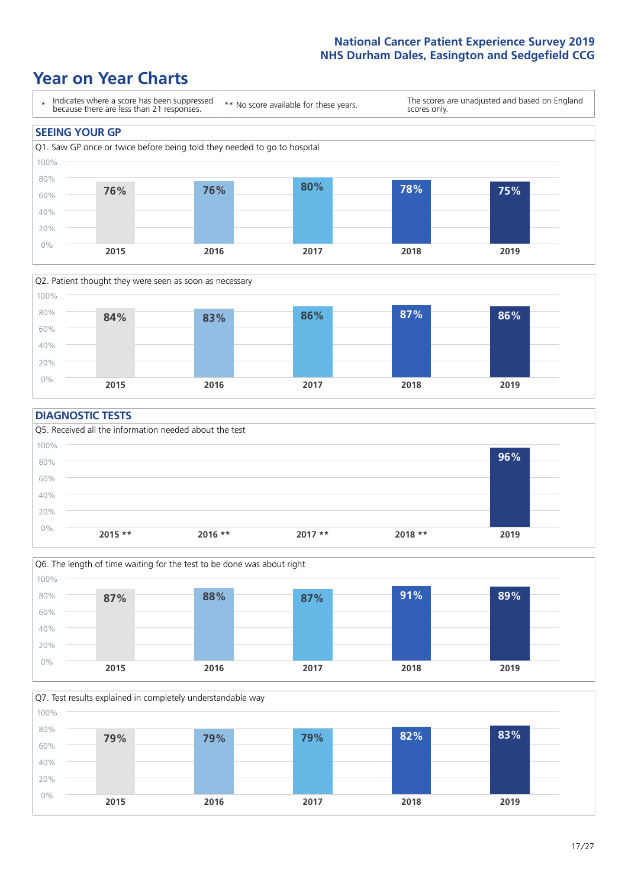# Year on Year Charts

| * Indicates where a score has been suppressed because there are less than 21 responses. | ** No score available for these years. | The scores are unadjusted and based on England scores only. |
|---|---|---|

## SEEING YOUR GP

Q1. Saw GP once or twice before being told they needed to go to hospital

| 2015 | 2016 | 2017 | 2018 | 2019 |
|---|---|---|---|---|
| 76% | 76% | 80% | 78% | 75% |

Q2. Patient thought they were seen as soon as necessary

| 2015 | 2016 | 2017 | 2018 | 2019 |
|---|---|---|---|---|
| 84% | 83% | 86% | 87% | 86% |

## DIAGNOSTIC TESTS

Q5. Received all the information needed about the test

| 2015 ** | 2016 ** | 2017 ** | 2018 ** | 2019 |
|---|---|---|---|---|
| | | | | 96% |

Q6. The length of time waiting for the test to be done was about right

| 2015 | 2016 | 2017 | 2018 | 2019 |
|---|---|---|---|---|
| 87% | 88% | 87% | 91% | 89% |

Q7. Test results explained in completely understandable way

| 2015 | 2016 | 2017 | 2018 | 2019 |
|---|---|---|---|---|
| 79% | 79% | 79% | 82% | 83% |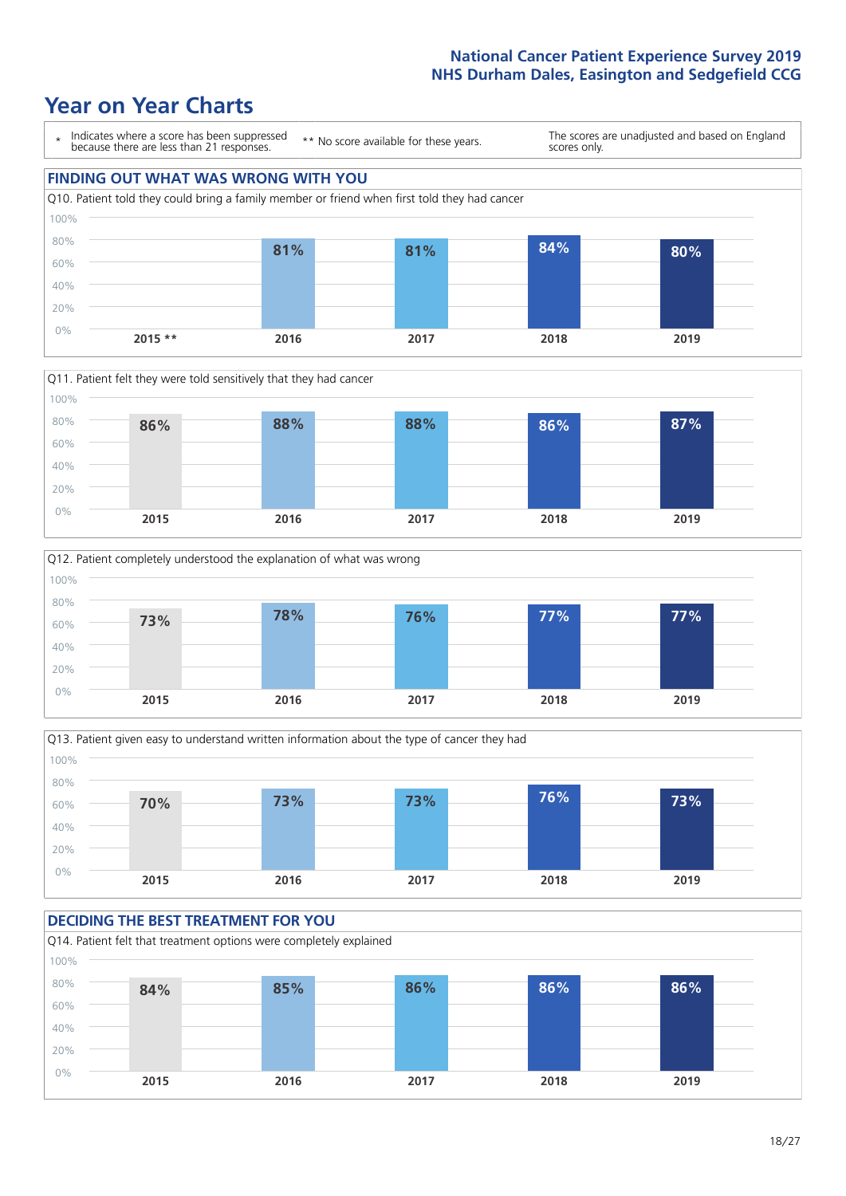National Cancer Patient Experience Survey 2019
NHS Durham Dales, Easington and Sedgefield CCG

# Year on Year Charts

\* Indicates where a score has been suppressed because there are less than 21 responses.

** No score available for these years.

The scores are unadjusted and based on England scores only.

## FINDING OUT WHAT WAS WRONG WITH YOU

Q10. Patient told they could bring a family member or friend when first told they had cancer

| 2015 ** | 2016 | 2017 | 2018 | 2019 |
|---|---|---|---|---|
| | 81% | 81% | 84% | 80% |

Q11. Patient felt they were told sensitively that they had cancer

| 2015 | 2016 | 2017 | 2018 | 2019 |
|---|---|---|---|---|
| 86% | 88% | 88% | 86% | 87% |

Q12. Patient completely understood the explanation of what was wrong

| 2015 | 2016 | 2017 | 2018 | 2019 |
|---|---|---|---|---|
| 73% | 78% | 76% | 77% | 77% |

Q13. Patient given easy to understand written information about the type of cancer they had

| 2015 | 2016 | 2017 | 2018 | 2019 |
|---|---|---|---|---|
| 70% | 73% | 73% | 76% | 73% |

## DECIDING THE BEST TREATMENT FOR YOU

Q14. Patient felt that treatment options were completely explained

| 2015 | 2016 | 2017 | 2018 | 2019 |
|---|---|---|---|---|
| 84% | 85% | 86% | 86% | 86% |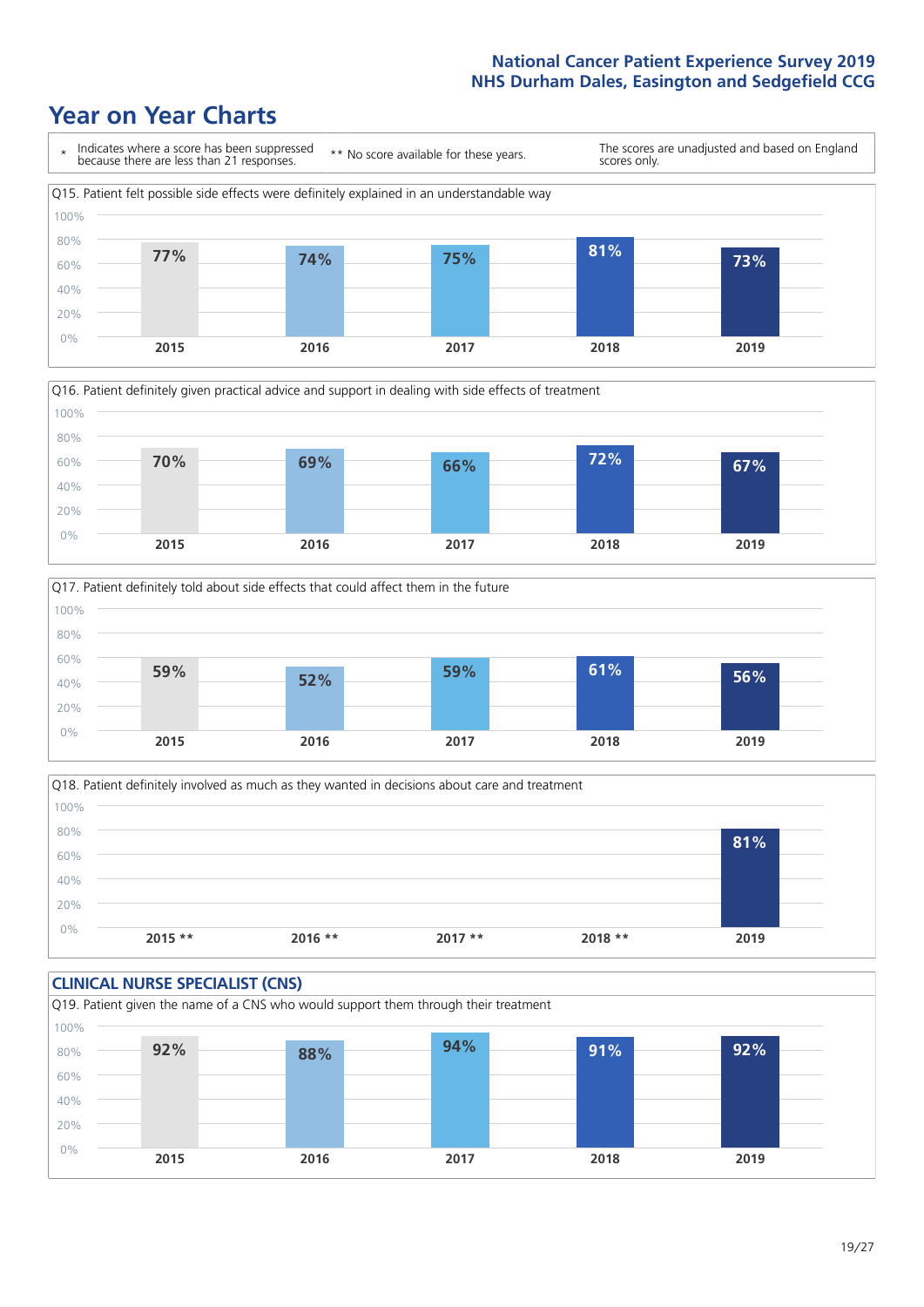# Year on Year Charts

\* Indicates where a score has been suppressed because there are less than 21 responses. ** No score available for these years. The scores are unadjusted and based on England scores only.

Q15. Patient felt possible side effects were definitely explained in an understandable way

| 2015 | 2016 | 2017 | 2018 | 2019 |
|---|---|---|---|---|
| 77% | 74% | 75% | 81% | 73% |

Q16. Patient definitely given practical advice and support in dealing with side effects of treatment

| 2015 | 2016 | 2017 | 2018 | 2019 |
|---|---|---|---|---|
| 70% | 69% | 66% | 72% | 67% |

Q17. Patient definitely told about side effects that could affect them in the future

| 2015 | 2016 | 2017 | 2018 | 2019 |
|---|---|---|---|---|
| 59% | 52% | 59% | 61% | 56% |

Q18. Patient definitely involved as much as they wanted in decisions about care and treatment

| 2015 ** | 2016 ** | 2017 ** | 2018 ** | 2019 |
|---|---|---|---|---|
| | | | | 81% |

## CLINICAL NURSE SPECIALIST (CNS)

Q19. Patient given the name of a CNS who would support them through their treatment

| 2015 | 2016 | 2017 | 2018 | 2019 |
|---|---|---|---|---|
| 92% | 88% | 94% | 91% | 92% |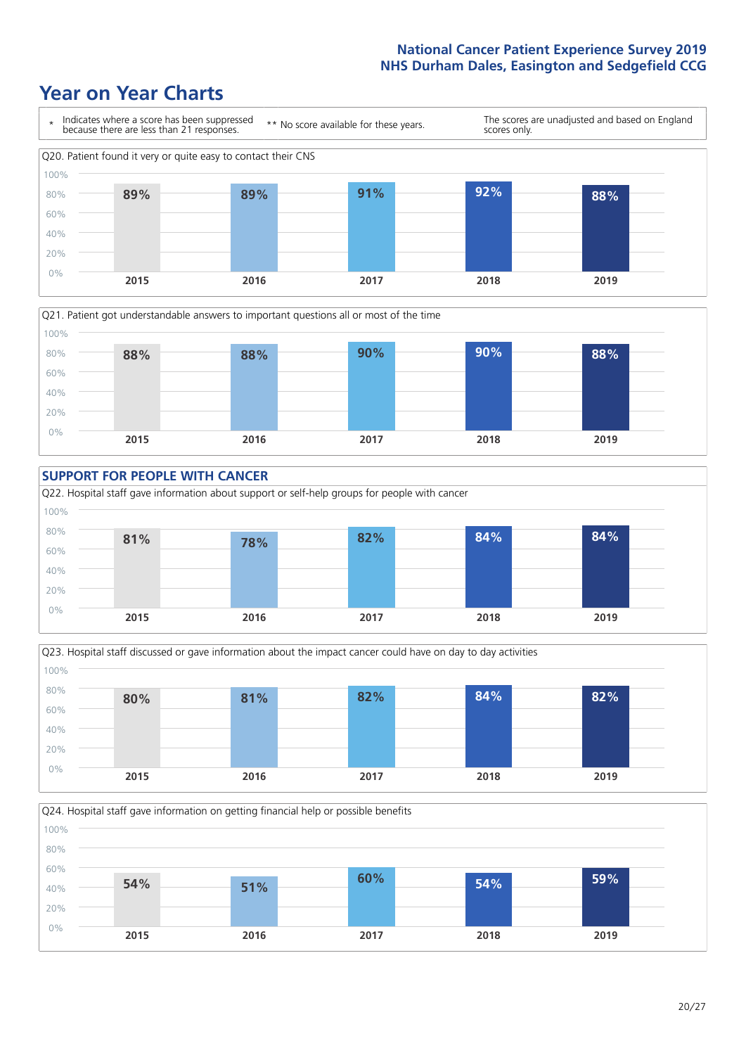National Cancer Patient Experience Survey 2019
NHS Durham Dales, Easington and Sedgefield CCG

# Year on Year Charts

| * Indicates where a score has been suppressed because there are less than 21 responses. | ** No score available for these years. | The scores are unadjusted and based on England scores only. |
|---|---|---|

Q20. Patient found it very or quite easy to contact their CNS

| 2015 | 2016 | 2017 | 2018 | 2019 |
|---|---|---|---|---|
| 89% | 89% | 91% | 92% | 88% |

Q21. Patient got understandable answers to important questions all or most of the time

| 2015 | 2016 | 2017 | 2018 | 2019 |
|---|---|---|---|---|
| 88% | 88% | 90% | 90% | 88% |

## SUPPORT FOR PEOPLE WITH CANCER

Q22. Hospital staff gave information about support or self-help groups for people with cancer

| 2015 | 2016 | 2017 | 2018 | 2019 |
|---|---|---|---|---|
| 81% | 78% | 82% | 84% | 84% |

Q23. Hospital staff discussed or gave information about the impact cancer could have on day to day activities

| 2015 | 2016 | 2017 | 2018 | 2019 |
|---|---|---|---|---|
| 80% | 81% | 82% | 84% | 82% |

Q24. Hospital staff gave information on getting financial help or possible benefits

| 2015 | 2016 | 2017 | 2018 | 2019 |
|---|---|---|---|---|
| 54% | 51% | 60% | 54% | 59% |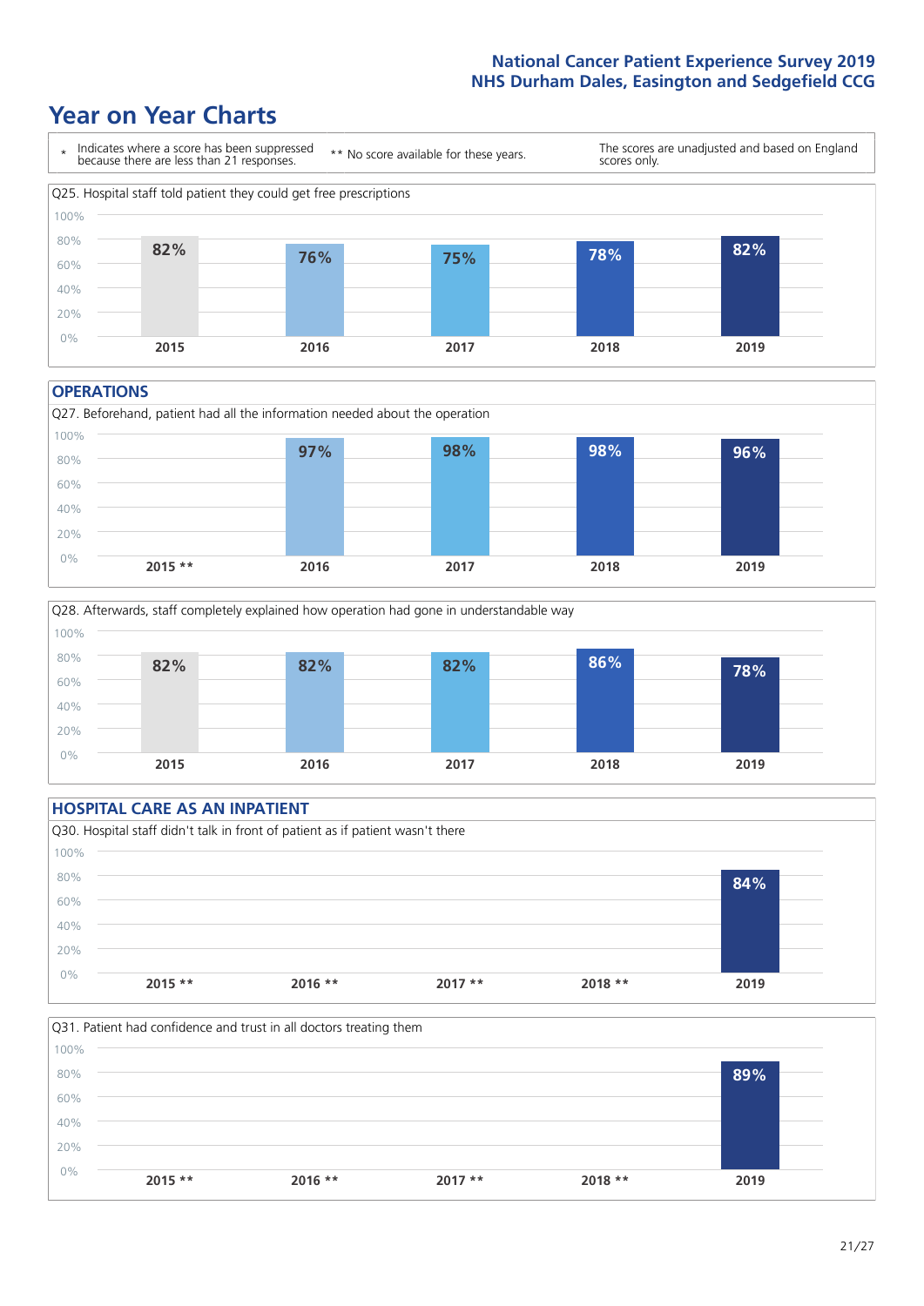# Year on Year Charts

\* Indicates where a score has been suppressed because there are less than 21 responses.

** No score available for these years.

The scores are unadjusted and based on England scores only.

Q25. Hospital staff told patient they could get free prescriptions

| 2015 | 2016 | 2017 | 2018 | 2019 |
|---|---|---|---|---|
| 82% | 76% | 75% | 78% | 82% |

## OPERATIONS

Q27. Beforehand, patient had all the information needed about the operation

| 2015 ** | 2016 | 2017 | 2018 | 2019 |
|---|---|---|---|---|
| | 97% | 98% | 98% | 96% |

Q28. Afterwards, staff completely explained how operation had gone in understandable way

| 2015 | 2016 | 2017 | 2018 | 2019 |
|---|---|---|---|---|
| 82% | 82% | 82% | 86% | 78% |

## HOSPITAL CARE AS AN INPATIENT

Q30. Hospital staff didn't talk in front of patient as if patient wasn't there

| 2015 ** | 2016 ** | 2017 ** | 2018 ** | 2019 |
|---|---|---|---|---|
| | | | | 84% |

Q31. Patient had confidence and trust in all doctors treating them

| 2015 ** | 2016 ** | 2017 ** | 2018 ** | 2019 |
|---|---|---|---|---|
| | | | | 89% |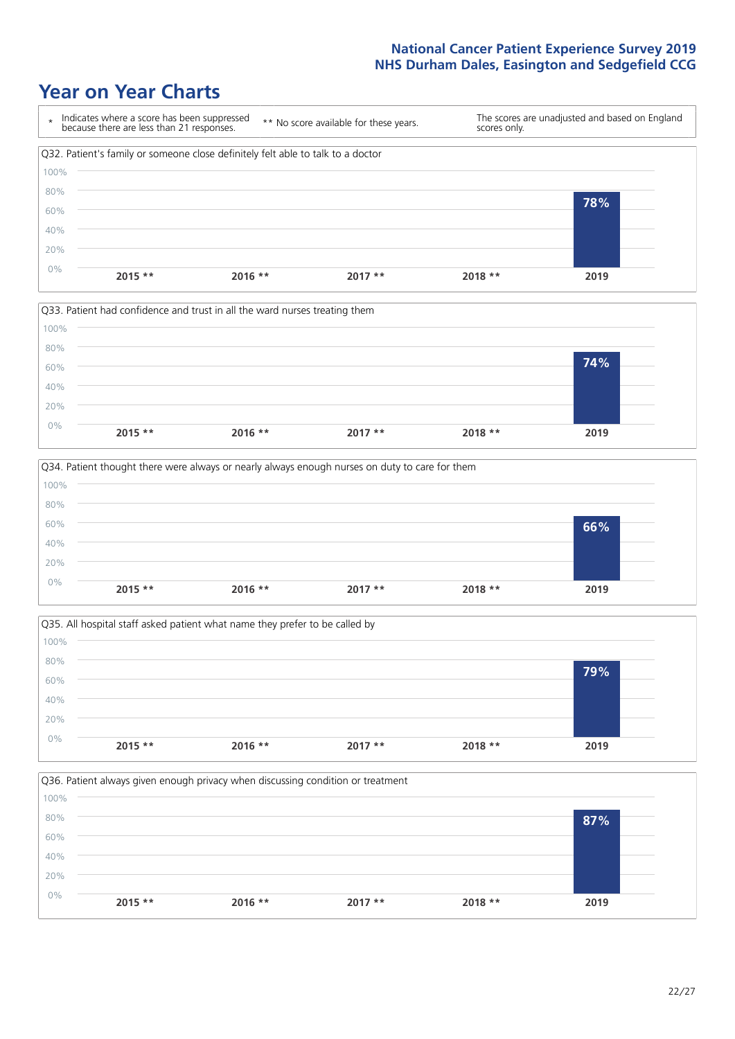# Year on Year Charts

| * Indicates where a score has been suppressed because there are less than 21 responses. | ** No score available for these years. | The scores are unadjusted and based on England scores only. |
|---|---|---|

Q32. Patient's family or someone close definitely felt able to talk to a doctor

| 2015 ** | 2016 ** | 2017 ** | 2018 ** | 2019 |
|---|---|---|---|---|
| | | | | 78% |

Q33. Patient had confidence and trust in all the ward nurses treating them

| 2015 ** | 2016 ** | 2017 ** | 2018 ** | 2019 |
|---|---|---|---|---|
| | | | | 74% |

Q34. Patient thought there were always or nearly always enough nurses on duty to care for them

| 2015 ** | 2016 ** | 2017 ** | 2018 ** | 2019 |
|---|---|---|---|---|
| | | | | 66% |

Q35. All hospital staff asked patient what name they prefer to be called by

| 2015 ** | 2016 ** | 2017 ** | 2018 ** | 2019 |
|---|---|---|---|---|
| | | | | 79% |

Q36. Patient always given enough privacy when discussing condition or treatment

| 2015 ** | 2016 ** | 2017 ** | 2018 ** | 2019 |
|---|---|---|---|---|
| | | | | 87% |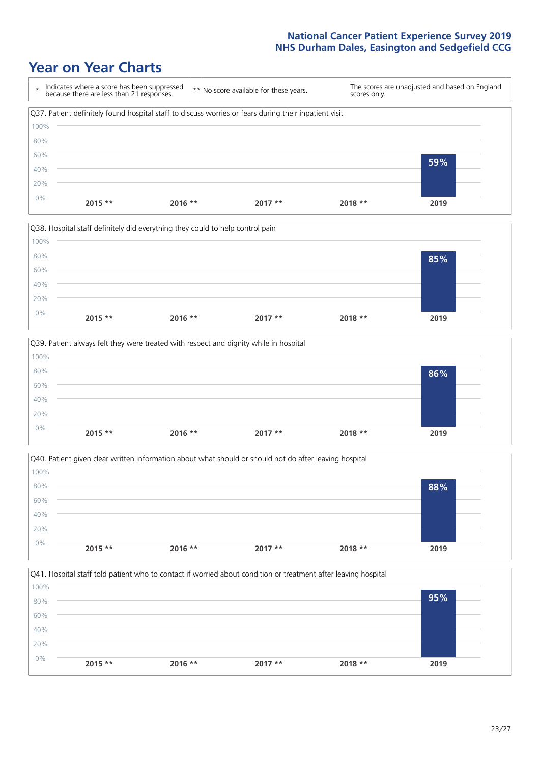# Year on Year Charts

| * Indicates where a score has been suppressed because there are less than 21 responses. | ** No score available for these years. | The scores are unadjusted and based on England scores only. |
|---|---|---|

Q37. Patient definitely found hospital staff to discuss worries or fears during their inpatient visit

| 2015 ** | 2016 ** | 2017 ** | 2018 ** | 2019 |
|---|---|---|---|---|
| | | | | 59% |

Q38. Hospital staff definitely did everything they could to help control pain

| 2015 ** | 2016 ** | 2017 ** | 2018 ** | 2019 |
|---|---|---|---|---|
| | | | | 85% |

Q39. Patient always felt they were treated with respect and dignity while in hospital

| 2015 ** | 2016 ** | 2017 ** | 2018 ** | 2019 |
|---|---|---|---|---|
| | | | | 86% |

Q40. Patient given clear written information about what should or should not do after leaving hospital

| 2015 ** | 2016 ** | 2017 ** | 2018 ** | 2019 |
|---|---|---|---|---|
| | | | | 88% |

Q41. Hospital staff told patient who to contact if worried about condition or treatment after leaving hospital

| 2015 ** | 2016 ** | 2017 ** | 2018 ** | 2019 |
|---|---|---|---|---|
| | | | | 95% |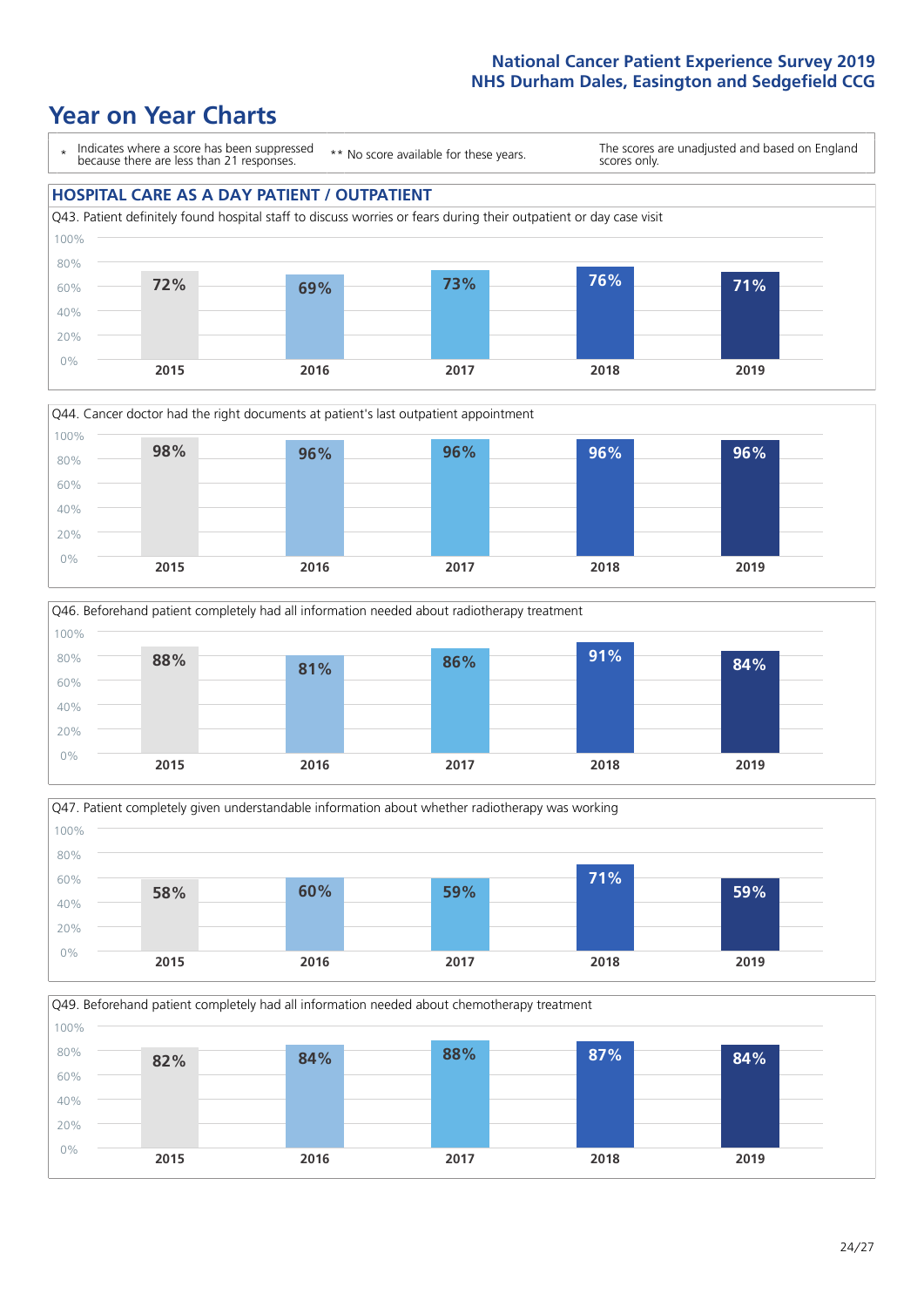# Year on Year Charts

\* Indicates where a score has been suppressed because there are less than 21 responses. ** No score available for these years. The scores are unadjusted and based on England scores only.

## HOSPITAL CARE AS A DAY PATIENT / OUTPATIENT

Q43. Patient definitely found hospital staff to discuss worries or fears during their outpatient or day case visit

| 2015 | 2016 | 2017 | 2018 | 2019 |
|---|---|---|---|---|
| 72% | 69% | 73% | 76% | 71% |

Q44. Cancer doctor had the right documents at patient's last outpatient appointment

| 2015 | 2016 | 2017 | 2018 | 2019 |
|---|---|---|---|---|
| 98% | 96% | 96% | 96% | 96% |

Q46. Beforehand patient completely had all information needed about radiotherapy treatment

| 2015 | 2016 | 2017 | 2018 | 2019 |
|---|---|---|---|---|
| 88% | 81% | 86% | 91% | 84% |

Q47. Patient completely given understandable information about whether radiotherapy was working

| 2015 | 2016 | 2017 | 2018 | 2019 |
|---|---|---|---|---|
| 58% | 60% | 59% | 71% | 59% |

Q49. Beforehand patient completely had all information needed about chemotherapy treatment

| 2015 | 2016 | 2017 | 2018 | 2019 |
|---|---|---|---|---|
| 82% | 84% | 88% | 87% | 84% |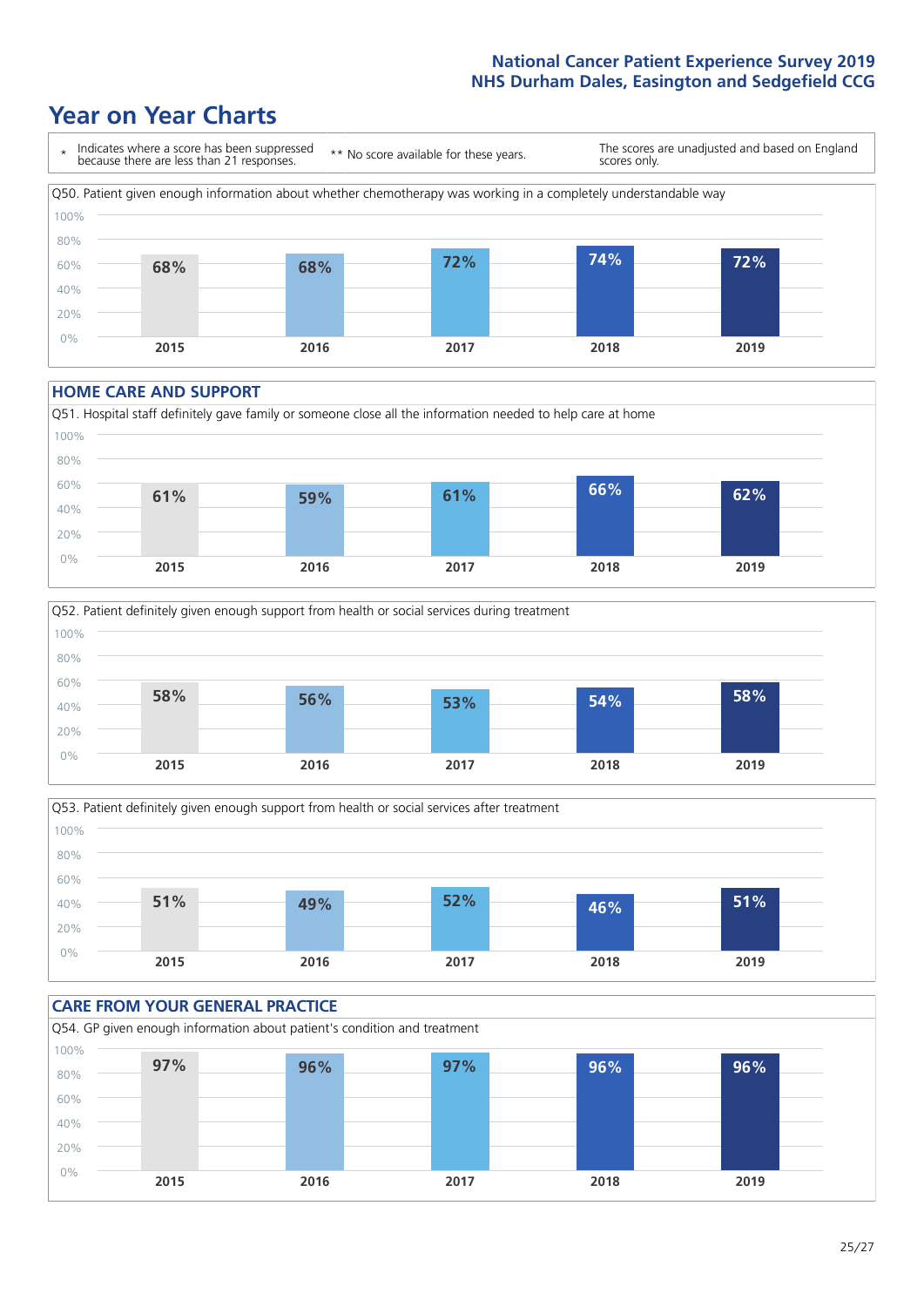# Year on Year Charts

\* Indicates where a score has been suppressed because there are less than 21 responses.

\*\* No score available for these years.

The scores are unadjusted and based on England scores only.

Q50. Patient given enough information about whether chemotherapy was working in a completely understandable way

| 2015 | 2016 | 2017 | 2018 | 2019 |
|---|---|---|---|---|
| 68% | 68% | 72% | 74% | 72% |

## HOME CARE AND SUPPORT

Q51. Hospital staff definitely gave family or someone close all the information needed to help care at home

| 2015 | 2016 | 2017 | 2018 | 2019 |
|---|---|---|---|---|
| 61% | 59% | 61% | 66% | 62% |

Q52. Patient definitely given enough support from health or social services during treatment

| 2015 | 2016 | 2017 | 2018 | 2019 |
|---|---|---|---|---|
| 58% | 56% | 53% | 54% | 58% |

Q53. Patient definitely given enough support from health or social services after treatment

| 2015 | 2016 | 2017 | 2018 | 2019 |
|---|---|---|---|---|
| 51% | 49% | 52% | 46% | 51% |

## CARE FROM YOUR GENERAL PRACTICE

Q54. GP given enough information about patient's condition and treatment

| 2015 | 2016 | 2017 | 2018 | 2019 |
|---|---|---|---|---|
| 97% | 96% | 97% | 96% | 96% |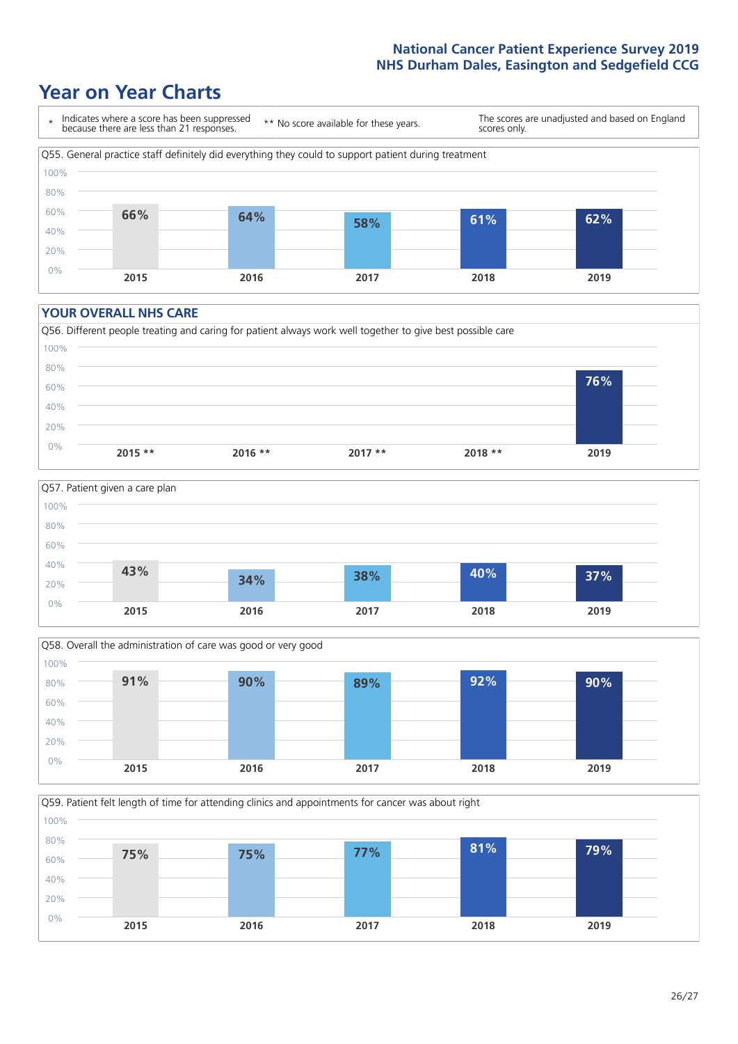# Year on Year Charts

\* Indicates where a score has been suppressed because there are less than 21 responses.

** No score available for these years.

The scores are unadjusted and based on England scores only.

Q55. General practice staff definitely did everything they could to support patient during treatment

| 2015 | 2016 | 2017 | 2018 | 2019 |
|---|---|---|---|---|
| 66% | 64% | 58% | 61% | 62% |

## YOUR OVERALL NHS CARE

Q56. Different people treating and caring for patient always work well together to give best possible care

| 2015 ** | 2016 ** | 2017 ** | 2018 ** | 2019 |
|---|---|---|---|---|
| | | | | 76% |

Q57. Patient given a care plan

| 2015 | 2016 | 2017 | 2018 | 2019 |
|---|---|---|---|---|
| 43% | 34% | 38% | 40% | 37% |

Q58. Overall the administration of care was good or very good

| 2015 | 2016 | 2017 | 2018 | 2019 |
|---|---|---|---|---|
| 91% | 90% | 89% | 92% | 90% |

Q59. Patient felt length of time for attending clinics and appointments for cancer was about right

| 2015 | 2016 | 2017 | 2018 | 2019 |
|---|---|---|---|---|
| 75% | 75% | 77% | 81% | 79% |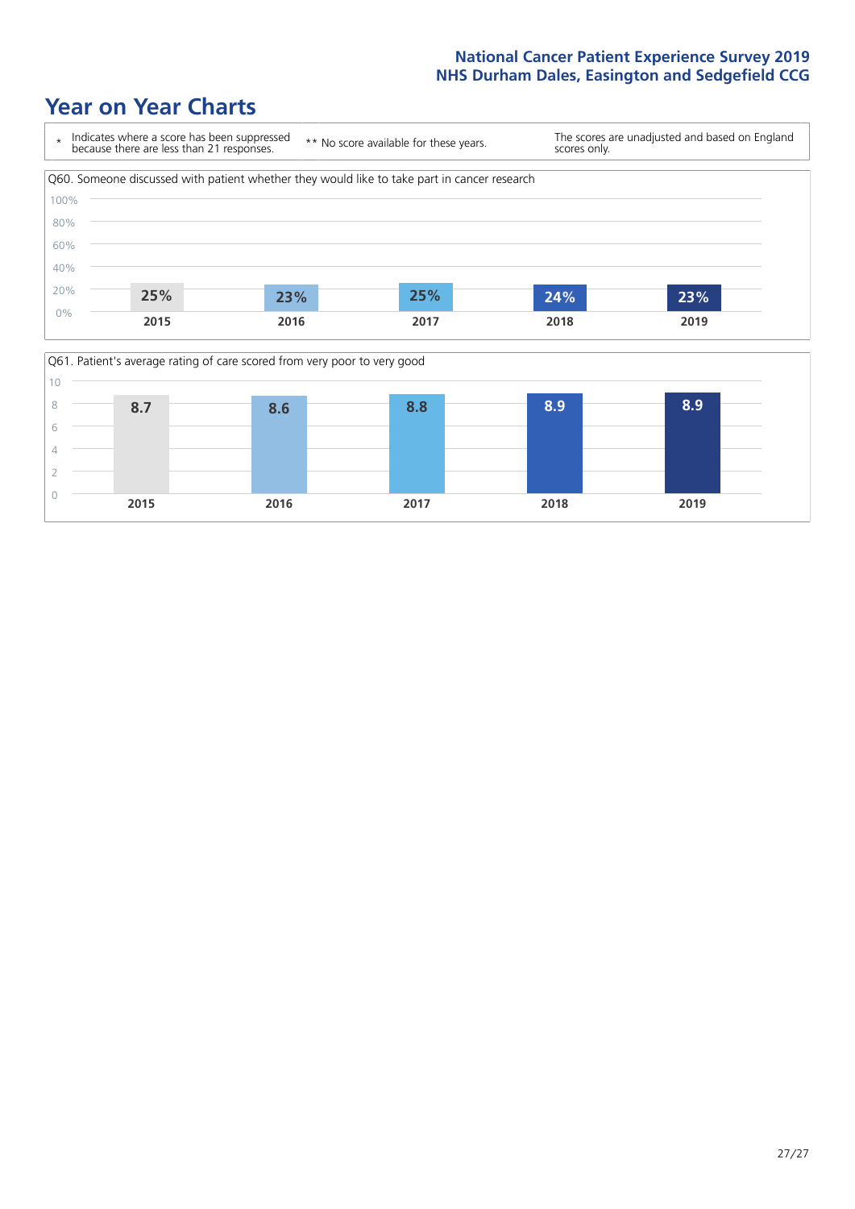# Year on Year Charts

\* Indicates where a score has been suppressed because there are less than 21 responses.

** No score available for these years.

The scores are unadjusted and based on England scores only.

Q60. Someone discussed with patient whether they would like to take part in cancer research

100%
80%
60%
40%
20%
0%

25% 23% 25% 24% 23%

2015 2016 2017 2018 2019

Q61. Patient's average rating of care scored from very poor to very good

10
8
6
4
2
0

8.7 8.6 8.8 8.9 8.9

2015 2016 2017 2018 2019